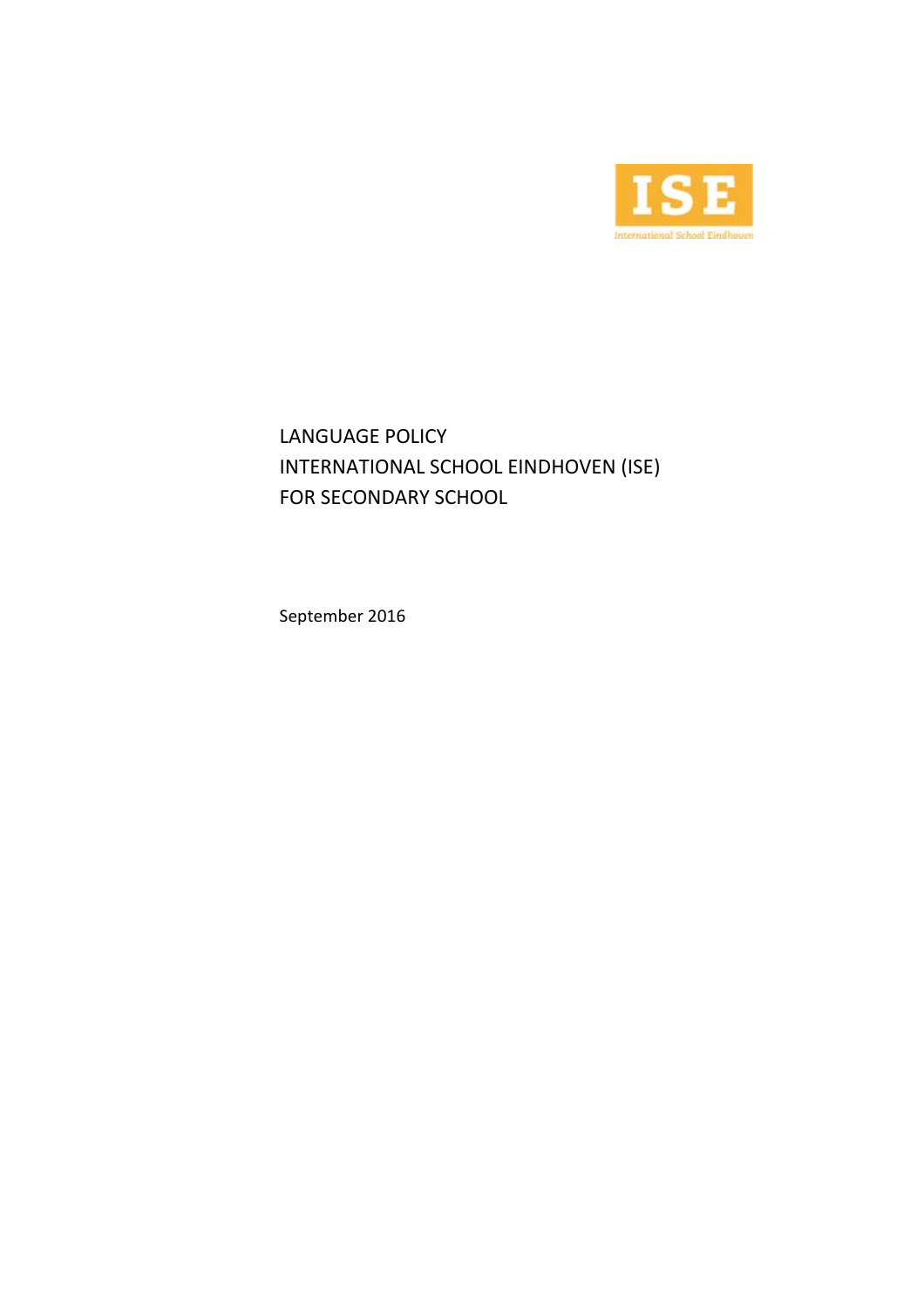ISE

International School Eindhoven

# LANGUAGE POLICY
# INTERNATIONAL SCHOOL EINDHOVEN (ISE)
# FOR SECONDARY SCHOOL

September 2016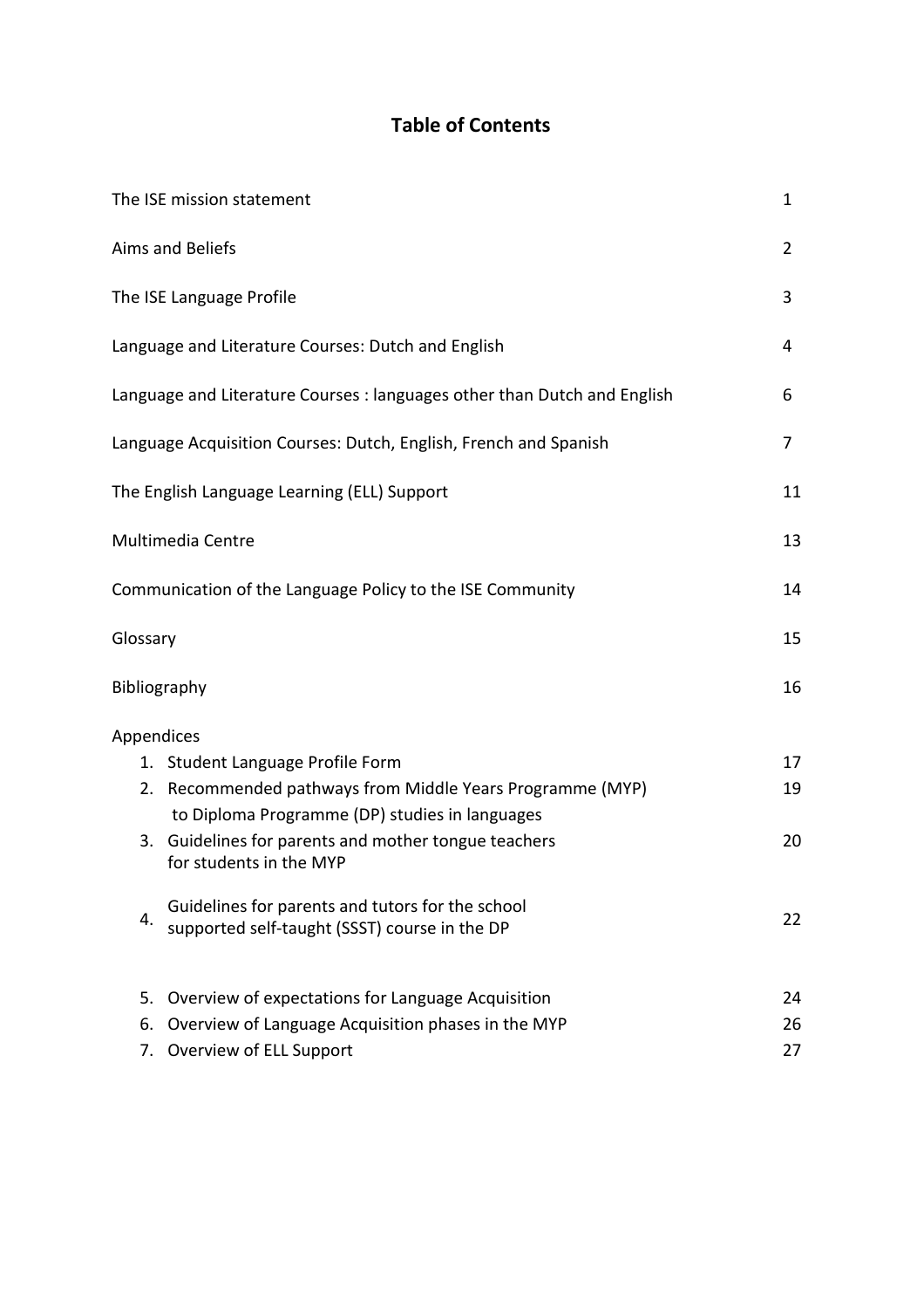# Table of Contents

| | |
|---|---|
| The ISE mission statement | 1 |
| Aims and Beliefs | 2 |
| The ISE Language Profile | 3 |
| Language and Literature Courses: Dutch and English | 4 |
| Language and Literature Courses : languages other than Dutch and English | 6 |
| Language Acquisition Courses: Dutch, English, French and Spanish | 7 |
| The English Language Learning (ELL) Support | 11 |
| Multimedia Centre | 13 |
| Communication of the Language Policy to the ISE Community | 14 |
| Glossary | 15 |
| Bibliography | 16 |
| Appendices | |
| 1. Student Language Profile Form | 17 |
| 2. Recommended pathways from Middle Years Programme (MYP) to Diploma Programme (DP) studies in languages | 19 |
| 3. Guidelines for parents and mother tongue teachers for students in the MYP | 20 |
| 4. Guidelines for parents and tutors for the school supported self-taught (SSST) course in the DP | 22 |
| 5. Overview of expectations for Language Acquisition | 24 |
| 6. Overview of Language Acquisition phases in the MYP | 26 |
| 7. Overview of ELL Support | 27 |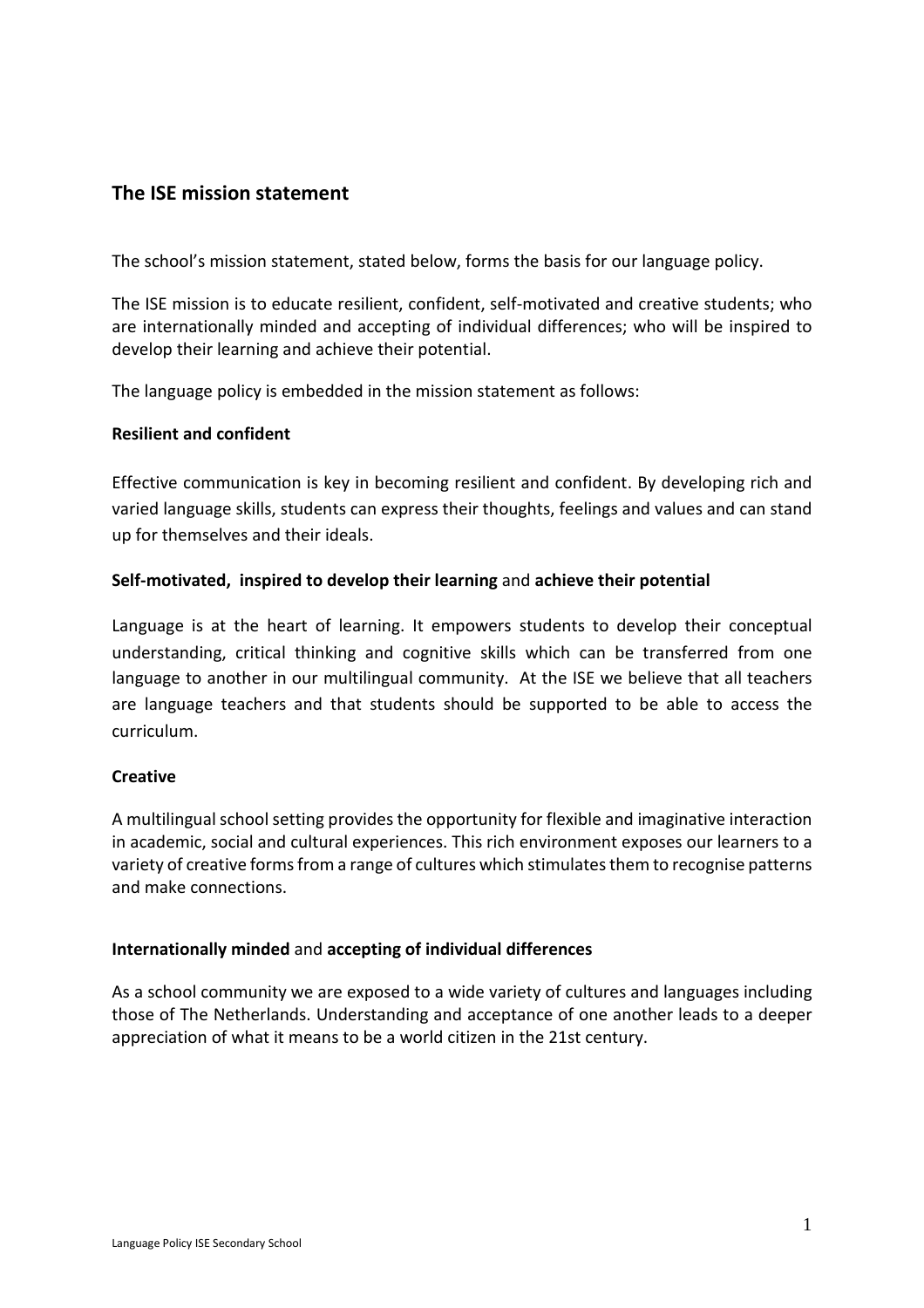## The ISE mission statement

The school's mission statement, stated below, forms the basis for our language policy.

The ISE mission is to educate resilient, confident, self-motivated and creative students; who are internationally minded and accepting of individual differences; who will be inspired to develop their learning and achieve their potential.

The language policy is embedded in the mission statement as follows:

**Resilient and confident**

Effective communication is key in becoming resilient and confident. By developing rich and varied language skills, students can express their thoughts, feelings and values and can stand up for themselves and their ideals.

**Self-motivated, inspired to develop their learning** and **achieve their potential**

Language is at the heart of learning. It empowers students to develop their conceptual understanding, critical thinking and cognitive skills which can be transferred from one language to another in our multilingual community. At the ISE we believe that all teachers are language teachers and that students should be supported to be able to access the curriculum.

**Creative**

A multilingual school setting provides the opportunity for flexible and imaginative interaction in academic, social and cultural experiences. This rich environment exposes our learners to a variety of creative forms from a range of cultures which stimulates them to recognise patterns and make connections.

**Internationally minded** and **accepting of individual differences**

As a school community we are exposed to a wide variety of cultures and languages including those of The Netherlands. Understanding and acceptance of one another leads to a deeper appreciation of what it means to be a world citizen in the 21st century.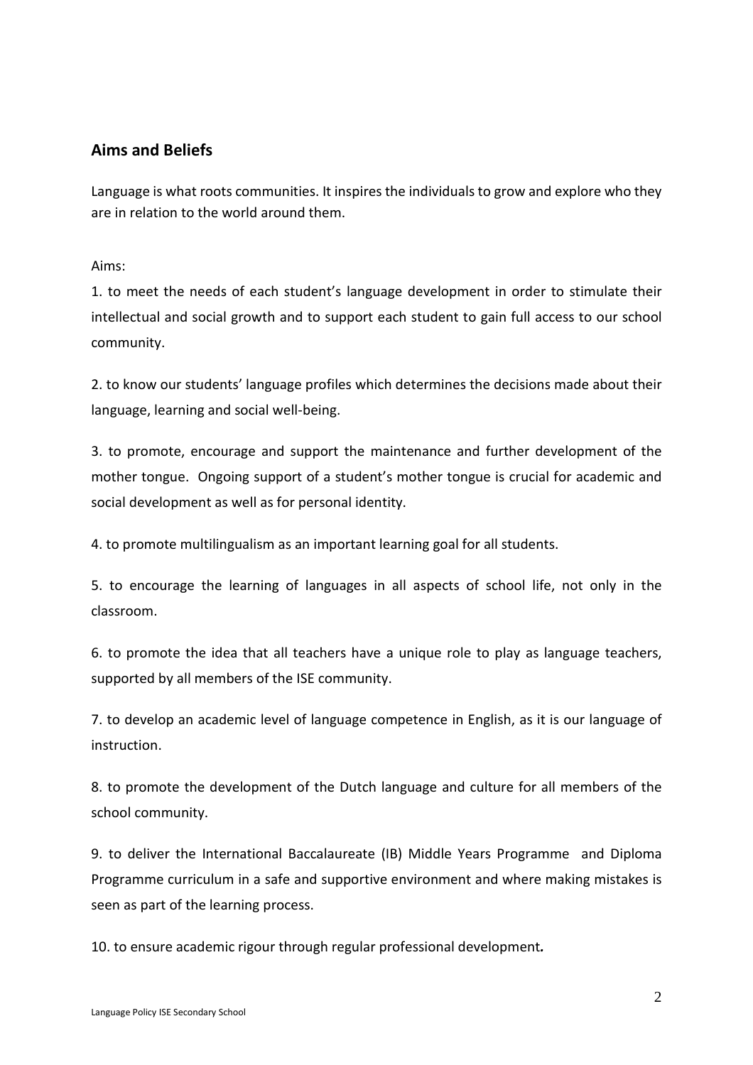## Aims and Beliefs

Language is what roots communities. It inspires the individuals to grow and explore who they are in relation to the world around them.

Aims:

1. to meet the needs of each student's language development in order to stimulate their intellectual and social growth and to support each student to gain full access to our school community.

2. to know our students' language profiles which determines the decisions made about their language, learning and social well-being.

3. to promote, encourage and support the maintenance and further development of the mother tongue. Ongoing support of a student's mother tongue is crucial for academic and social development as well as for personal identity.

4. to promote multilingualism as an important learning goal for all students.

5. to encourage the learning of languages in all aspects of school life, not only in the classroom.

6. to promote the idea that all teachers have a unique role to play as language teachers, supported by all members of the ISE community.

7. to develop an academic level of language competence in English, as it is our language of instruction.

8. to promote the development of the Dutch language and culture for all members of the school community.

9. to deliver the International Baccalaureate (IB) Middle Years Programme and Diploma Programme curriculum in a safe and supportive environment and where making mistakes is seen as part of the learning process.

10. to ensure academic rigour through regular professional development*.*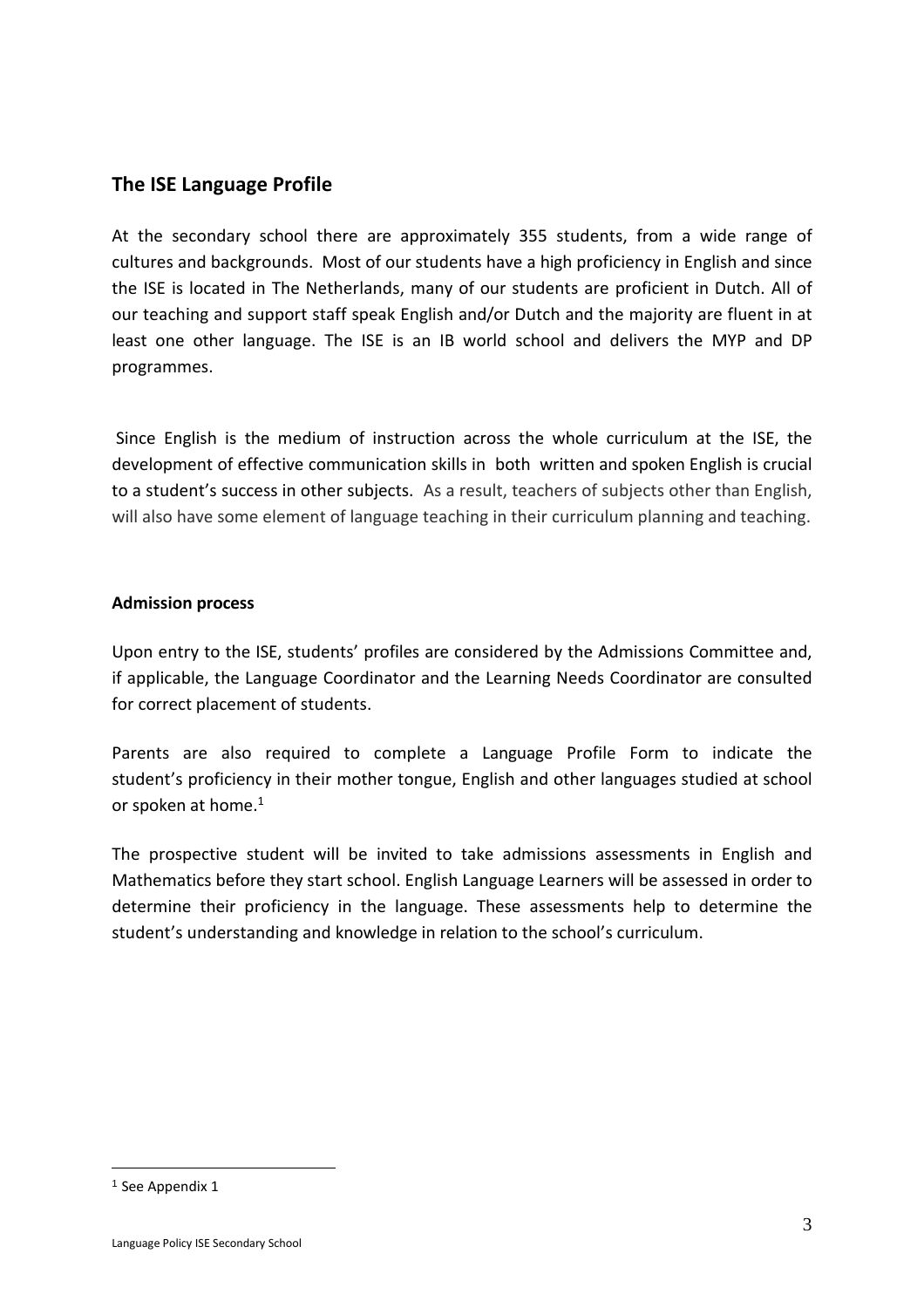## The ISE Language Profile

At the secondary school there are approximately 355 students, from a wide range of cultures and backgrounds. Most of our students have a high proficiency in English and since the ISE is located in The Netherlands, many of our students are proficient in Dutch. All of our teaching and support staff speak English and/or Dutch and the majority are fluent in at least one other language. The ISE is an IB world school and delivers the MYP and DP programmes.

Since English is the medium of instruction across the whole curriculum at the ISE, the development of effective communication skills in both written and spoken English is crucial to a student's success in other subjects. As a result, teachers of subjects other than English, will also have some element of language teaching in their curriculum planning and teaching.

**Admission process**

Upon entry to the ISE, students' profiles are considered by the Admissions Committee and, if applicable, the Language Coordinator and the Learning Needs Coordinator are consulted for correct placement of students.

Parents are also required to complete a Language Profile Form to indicate the student's proficiency in their mother tongue, English and other languages studied at school or spoken at home.[1]

The prospective student will be invited to take admissions assessments in English and Mathematics before they start school. English Language Learners will be assessed in order to determine their proficiency in the language. These assessments help to determine the student's understanding and knowledge in relation to the school's curriculum.

[1] See Appendix 1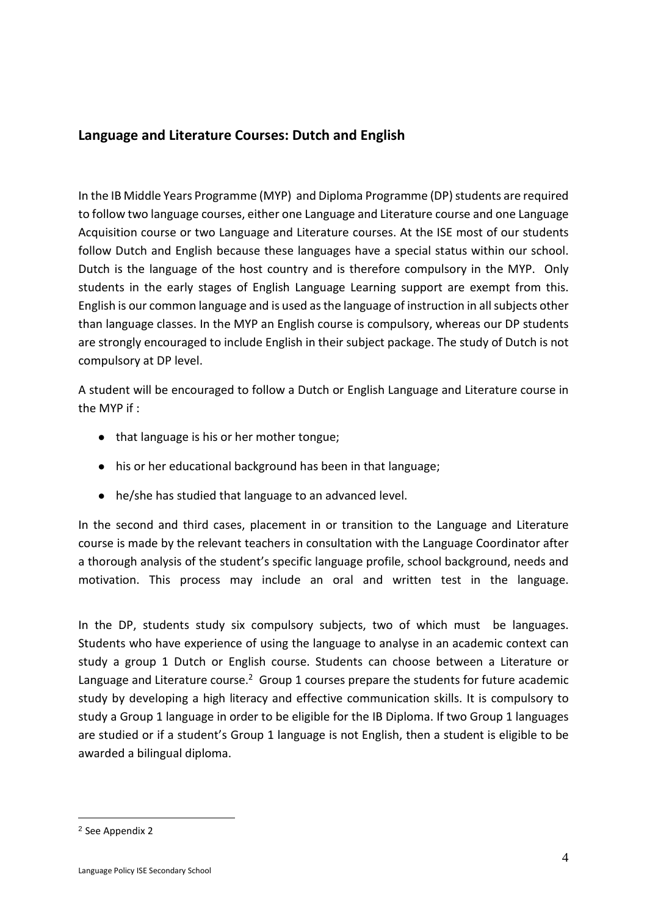## Language and Literature Courses: Dutch and English

In the IB Middle Years Programme (MYP) and Diploma Programme (DP) students are required to follow two language courses, either one Language and Literature course and one Language Acquisition course or two Language and Literature courses. At the ISE most of our students follow Dutch and English because these languages have a special status within our school. Dutch is the language of the host country and is therefore compulsory in the MYP. Only students in the early stages of English Language Learning support are exempt from this. English is our common language and is used as the language of instruction in all subjects other than language classes. In the MYP an English course is compulsory, whereas our DP students are strongly encouraged to include English in their subject package. The study of Dutch is not compulsory at DP level.

A student will be encouraged to follow a Dutch or English Language and Literature course in the MYP if :

- that language is his or her mother tongue;
- his or her educational background has been in that language;
- he/she has studied that language to an advanced level.

In the second and third cases, placement in or transition to the Language and Literature course is made by the relevant teachers in consultation with the Language Coordinator after a thorough analysis of the student's specific language profile, school background, needs and motivation. This process may include an oral and written test in the language.

In the DP, students study six compulsory subjects, two of which must be languages. Students who have experience of using the language to analyse in an academic context can study a group 1 Dutch or English course. Students can choose between a Literature or Language and Literature course.[2] Group 1 courses prepare the students for future academic study by developing a high literacy and effective communication skills. It is compulsory to study a Group 1 language in order to be eligible for the IB Diploma. If two Group 1 languages are studied or if a student's Group 1 language is not English, then a student is eligible to be awarded a bilingual diploma.

[2] See Appendix 2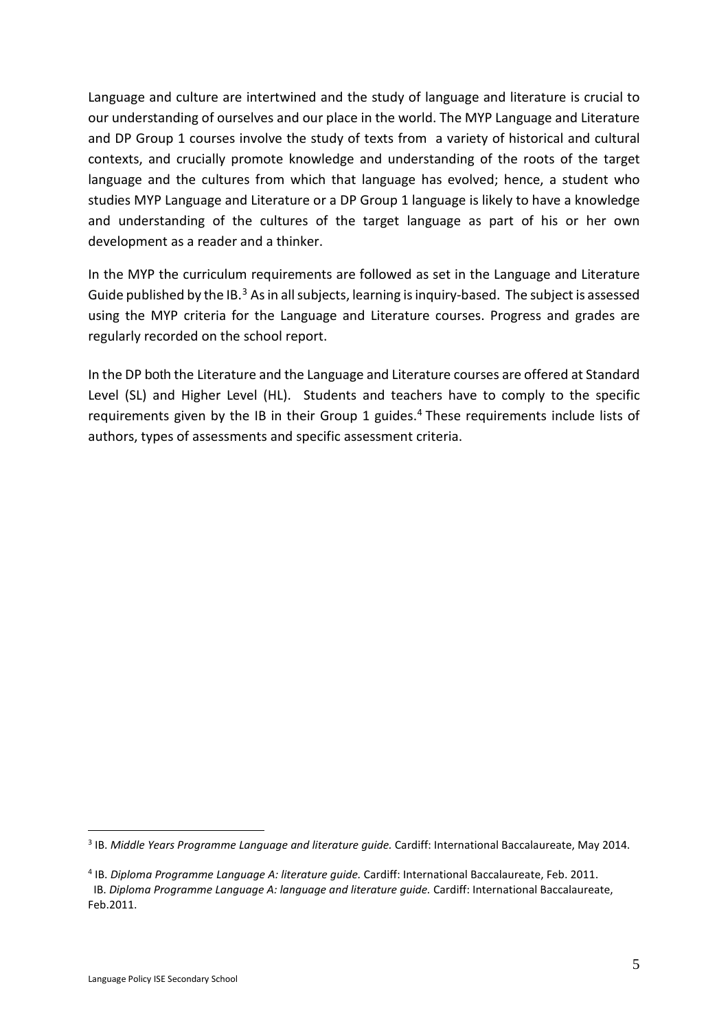Language and culture are intertwined and the study of language and literature is crucial to our understanding of ourselves and our place in the world. The MYP Language and Literature and DP Group 1 courses involve the study of texts from a variety of historical and cultural contexts, and crucially promote knowledge and understanding of the roots of the target language and the cultures from which that language has evolved; hence, a student who studies MYP Language and Literature or a DP Group 1 language is likely to have a knowledge and understanding of the cultures of the target language as part of his or her own development as a reader and a thinker.

In the MYP the curriculum requirements are followed as set in the Language and Literature Guide published by the IB.[3] As in all subjects, learning is inquiry-based. The subject is assessed using the MYP criteria for the Language and Literature courses. Progress and grades are regularly recorded on the school report.

In the DP both the Literature and the Language and Literature courses are offered at Standard Level (SL) and Higher Level (HL). Students and teachers have to comply to the specific requirements given by the IB in their Group 1 guides.[4] These requirements include lists of authors, types of assessments and specific assessment criteria.

---

[3] IB. *Middle Years Programme Language and literature guide.* Cardiff: International Baccalaureate, May 2014.

[4] IB. *Diploma Programme Language A: literature guide.* Cardiff: International Baccalaureate, Feb. 2011.
IB. *Diploma Programme Language A: language and literature guide.* Cardiff: International Baccalaureate, Feb.2011.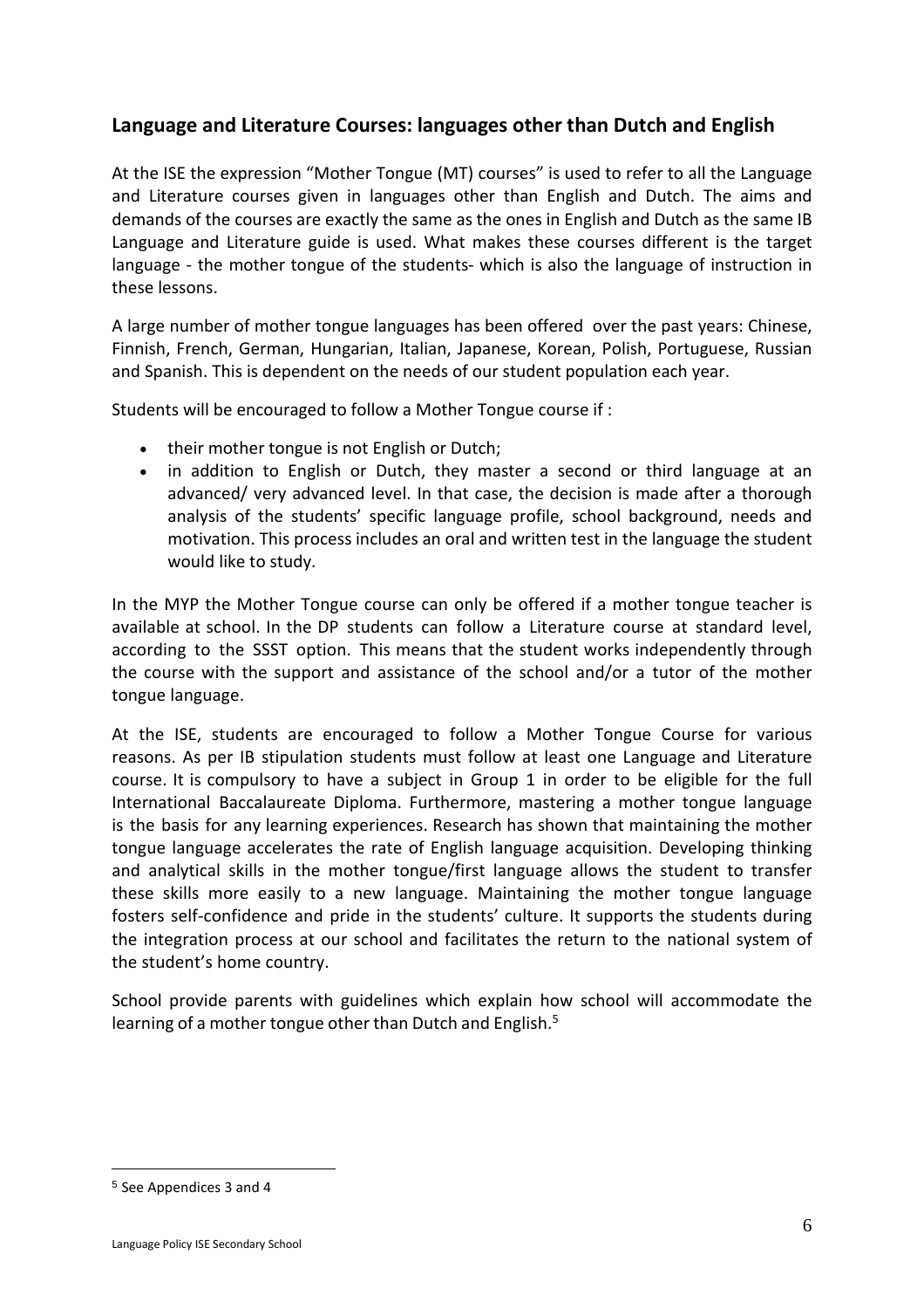## Language and Literature Courses: languages other than Dutch and English

At the ISE the expression "Mother Tongue (MT) courses" is used to refer to all the Language and Literature courses given in languages other than English and Dutch. The aims and demands of the courses are exactly the same as the ones in English and Dutch as the same IB Language and Literature guide is used. What makes these courses different is the target language - the mother tongue of the students- which is also the language of instruction in these lessons.

A large number of mother tongue languages has been offered over the past years: Chinese, Finnish, French, German, Hungarian, Italian, Japanese, Korean, Polish, Portuguese, Russian and Spanish. This is dependent on the needs of our student population each year.

Students will be encouraged to follow a Mother Tongue course if :

- their mother tongue is not English or Dutch;
- in addition to English or Dutch, they master a second or third language at an advanced/ very advanced level. In that case, the decision is made after a thorough analysis of the students' specific language profile, school background, needs and motivation. This process includes an oral and written test in the language the student would like to study.

In the MYP the Mother Tongue course can only be offered if a mother tongue teacher is available at school. In the DP students can follow a Literature course at standard level, according to the SSST option. This means that the student works independently through the course with the support and assistance of the school and/or a tutor of the mother tongue language.

At the ISE, students are encouraged to follow a Mother Tongue Course for various reasons. As per IB stipulation students must follow at least one Language and Literature course. It is compulsory to have a subject in Group 1 in order to be eligible for the full International Baccalaureate Diploma. Furthermore, mastering a mother tongue language is the basis for any learning experiences. Research has shown that maintaining the mother tongue language accelerates the rate of English language acquisition. Developing thinking and analytical skills in the mother tongue/first language allows the student to transfer these skills more easily to a new language. Maintaining the mother tongue language fosters self-confidence and pride in the students' culture. It supports the students during the integration process at our school and facilitates the return to the national system of the student's home country.

School provide parents with guidelines which explain how school will accommodate the learning of a mother tongue other than Dutch and English.[5]

---

[5] See Appendices 3 and 4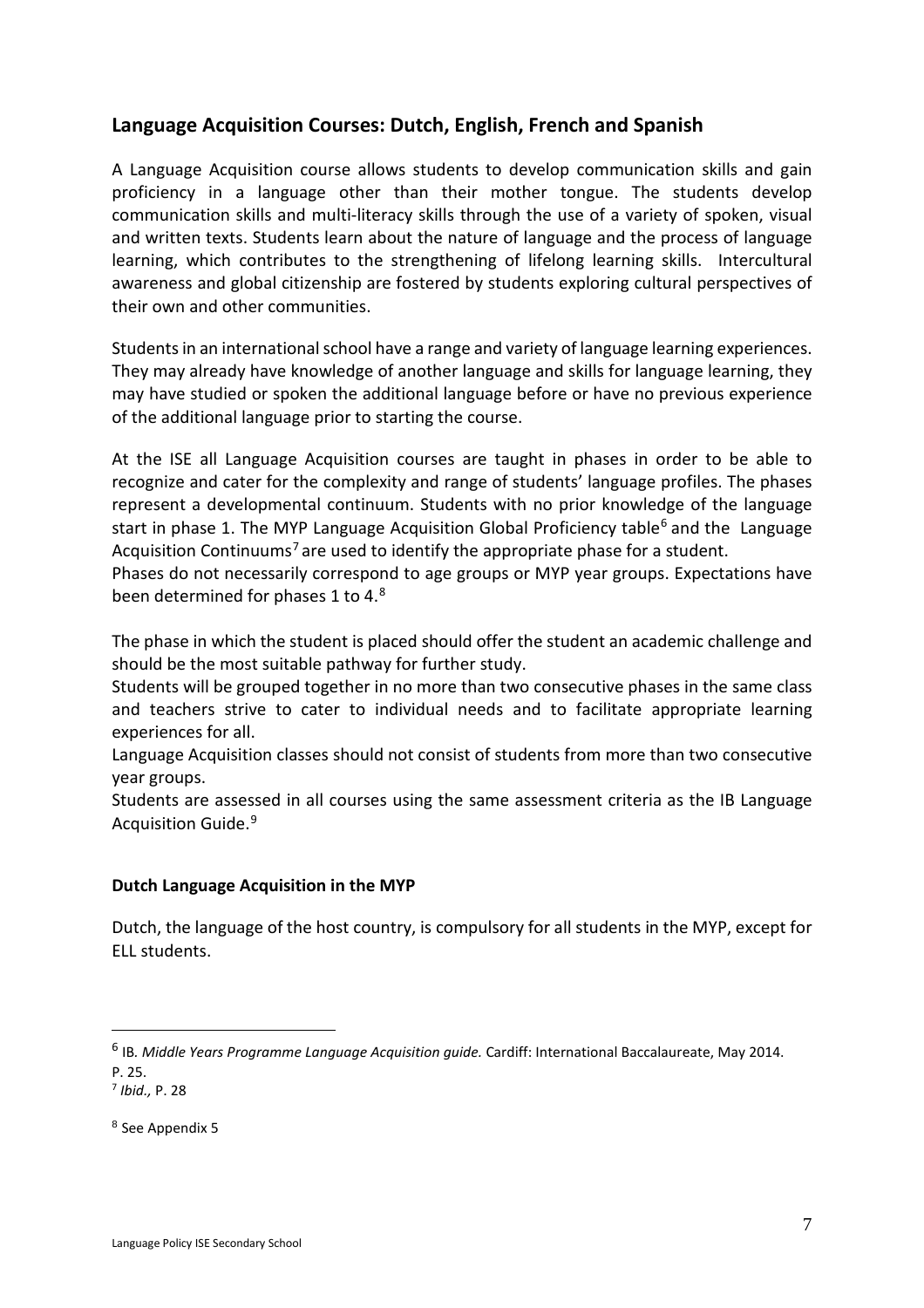## Language Acquisition Courses: Dutch, English, French and Spanish

A Language Acquisition course allows students to develop communication skills and gain proficiency in a language other than their mother tongue. The students develop communication skills and multi-literacy skills through the use of a variety of spoken, visual and written texts. Students learn about the nature of language and the process of language learning, which contributes to the strengthening of lifelong learning skills. Intercultural awareness and global citizenship are fostered by students exploring cultural perspectives of their own and other communities.

Students in an international school have a range and variety of language learning experiences. They may already have knowledge of another language and skills for language learning, they may have studied or spoken the additional language before or have no previous experience of the additional language prior to starting the course.

At the ISE all Language Acquisition courses are taught in phases in order to be able to recognize and cater for the complexity and range of students' language profiles. The phases represent a developmental continuum. Students with no prior knowledge of the language start in phase 1. The MYP Language Acquisition Global Proficiency table[6] and the Language Acquisition Continuums[7] are used to identify the appropriate phase for a student.
Phases do not necessarily correspond to age groups or MYP year groups. Expectations have been determined for phases 1 to 4.[8]

The phase in which the student is placed should offer the student an academic challenge and should be the most suitable pathway for further study.
Students will be grouped together in no more than two consecutive phases in the same class and teachers strive to cater to individual needs and to facilitate appropriate learning experiences for all.
Language Acquisition classes should not consist of students from more than two consecutive year groups.
Students are assessed in all courses using the same assessment criteria as the IB Language Acquisition Guide.[9]

### Dutch Language Acquisition in the MYP

Dutch, the language of the host country, is compulsory for all students in the MYP, except for ELL students.

---

[6] IB. *Middle Years Programme Language Acquisition guide.* Cardiff: International Baccalaureate, May 2014. P. 25.

[7] *Ibid.,* P. 28

[8] See Appendix 5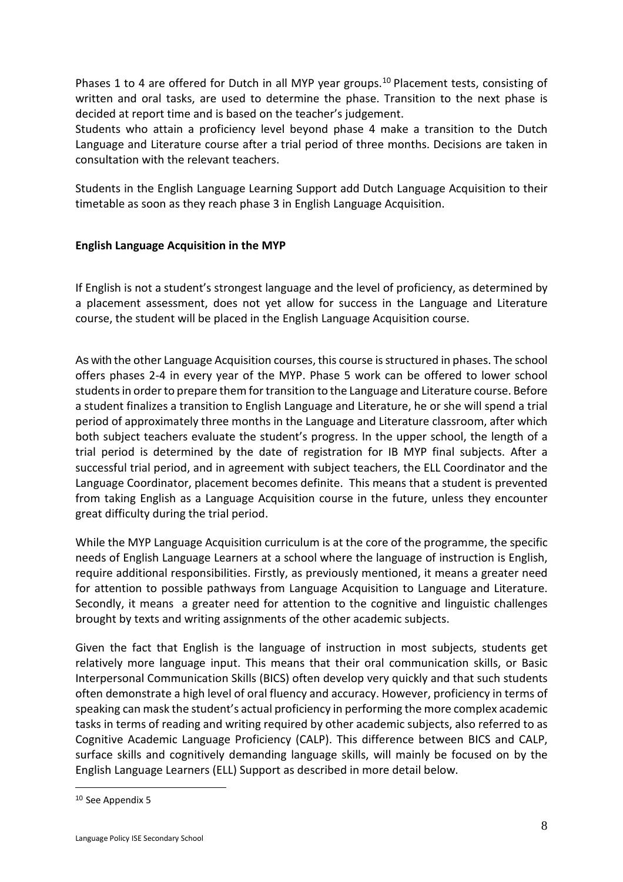Phases 1 to 4 are offered for Dutch in all MYP year groups.[10] Placement tests, consisting of written and oral tasks, are used to determine the phase. Transition to the next phase is decided at report time and is based on the teacher's judgement.
Students who attain a proficiency level beyond phase 4 make a transition to the Dutch Language and Literature course after a trial period of three months. Decisions are taken in consultation with the relevant teachers.

Students in the English Language Learning Support add Dutch Language Acquisition to their timetable as soon as they reach phase 3 in English Language Acquisition.

**English Language Acquisition in the MYP**

If English is not a student's strongest language and the level of proficiency, as determined by a placement assessment, does not yet allow for success in the Language and Literature course, the student will be placed in the English Language Acquisition course.

As with the other Language Acquisition courses, this course is structured in phases. The school offers phases 2-4 in every year of the MYP. Phase 5 work can be offered to lower school students in order to prepare them for transition to the Language and Literature course. Before a student finalizes a transition to English Language and Literature, he or she will spend a trial period of approximately three months in the Language and Literature classroom, after which both subject teachers evaluate the student's progress. In the upper school, the length of a trial period is determined by the date of registration for IB MYP final subjects. After a successful trial period, and in agreement with subject teachers, the ELL Coordinator and the Language Coordinator, placement becomes definite. This means that a student is prevented from taking English as a Language Acquisition course in the future, unless they encounter great difficulty during the trial period.

While the MYP Language Acquisition curriculum is at the core of the programme, the specific needs of English Language Learners at a school where the language of instruction is English, require additional responsibilities. Firstly, as previously mentioned, it means a greater need for attention to possible pathways from Language Acquisition to Language and Literature. Secondly, it means a greater need for attention to the cognitive and linguistic challenges brought by texts and writing assignments of the other academic subjects.

Given the fact that English is the language of instruction in most subjects, students get relatively more language input. This means that their oral communication skills, or Basic Interpersonal Communication Skills (BICS) often develop very quickly and that such students often demonstrate a high level of oral fluency and accuracy. However, proficiency in terms of speaking can mask the student's actual proficiency in performing the more complex academic tasks in terms of reading and writing required by other academic subjects, also referred to as Cognitive Academic Language Proficiency (CALP). This difference between BICS and CALP, surface skills and cognitively demanding language skills, will mainly be focused on by the English Language Learners (ELL) Support as described in more detail below.

---

[10] See Appendix 5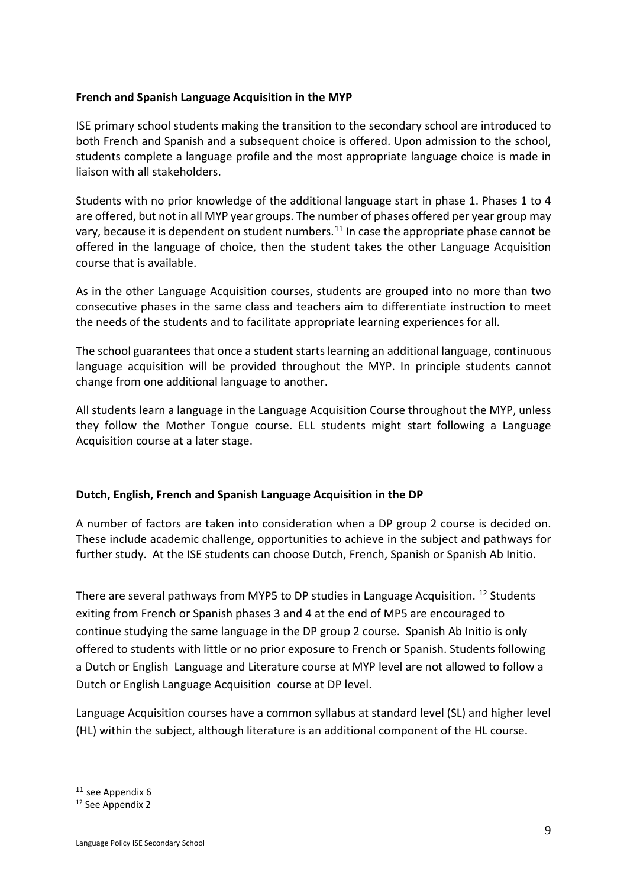**French and Spanish Language Acquisition in the MYP**

ISE primary school students making the transition to the secondary school are introduced to both French and Spanish and a subsequent choice is offered. Upon admission to the school, students complete a language profile and the most appropriate language choice is made in liaison with all stakeholders.

Students with no prior knowledge of the additional language start in phase 1. Phases 1 to 4 are offered, but not in all MYP year groups. The number of phases offered per year group may vary, because it is dependent on student numbers.[11] In case the appropriate phase cannot be offered in the language of choice, then the student takes the other Language Acquisition course that is available.

As in the other Language Acquisition courses, students are grouped into no more than two consecutive phases in the same class and teachers aim to differentiate instruction to meet the needs of the students and to facilitate appropriate learning experiences for all.

The school guarantees that once a student starts learning an additional language, continuous language acquisition will be provided throughout the MYP. In principle students cannot change from one additional language to another.

All students learn a language in the Language Acquisition Course throughout the MYP, unless they follow the Mother Tongue course. ELL students might start following a Language Acquisition course at a later stage.

**Dutch, English, French and Spanish Language Acquisition in the DP**

A number of factors are taken into consideration when a DP group 2 course is decided on. These include academic challenge, opportunities to achieve in the subject and pathways for further study. At the ISE students can choose Dutch, French, Spanish or Spanish Ab Initio.

There are several pathways from MYP5 to DP studies in Language Acquisition. [12] Students exiting from French or Spanish phases 3 and 4 at the end of MP5 are encouraged to continue studying the same language in the DP group 2 course. Spanish Ab Initio is only offered to students with little or no prior exposure to French or Spanish. Students following a Dutch or English Language and Literature course at MYP level are not allowed to follow a Dutch or English Language Acquisition course at DP level.

Language Acquisition courses have a common syllabus at standard level (SL) and higher level (HL) within the subject, although literature is an additional component of the HL course.

---

[11] see Appendix 6

[12] See Appendix 2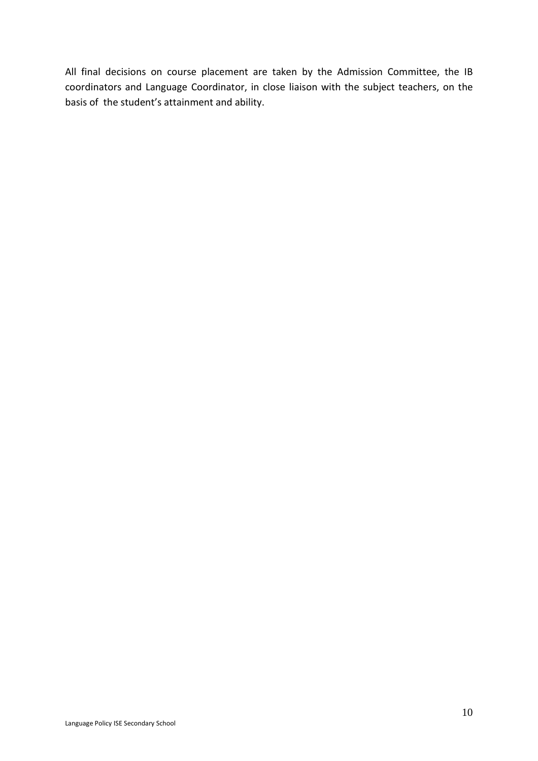All final decisions on course placement are taken by the Admission Committee, the IB coordinators and Language Coordinator, in close liaison with the subject teachers, on the basis of the student's attainment and ability.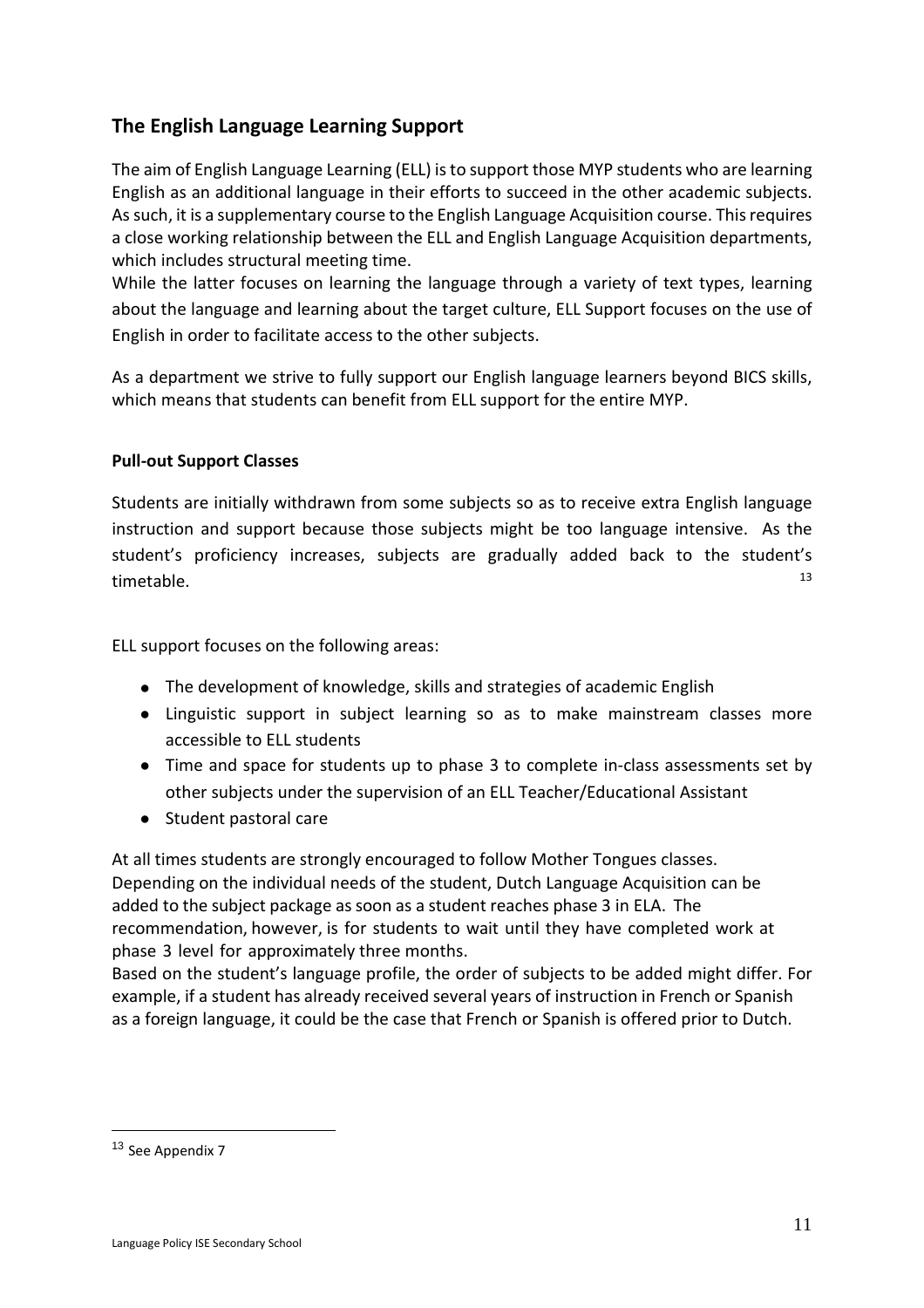## The English Language Learning Support

The aim of English Language Learning (ELL) is to support those MYP students who are learning English as an additional language in their efforts to succeed in the other academic subjects. As such, it is a supplementary course to the English Language Acquisition course. This requires a close working relationship between the ELL and English Language Acquisition departments, which includes structural meeting time.
While the latter focuses on learning the language through a variety of text types, learning about the language and learning about the target culture, ELL Support focuses on the use of English in order to facilitate access to the other subjects.

As a department we strive to fully support our English language learners beyond BICS skills, which means that students can benefit from ELL support for the entire MYP.

### Pull-out Support Classes

Students are initially withdrawn from some subjects so as to receive extra English language instruction and support because those subjects might be too language intensive. As the student's proficiency increases, subjects are gradually added back to the student's timetable.[13]

ELL support focuses on the following areas:

- The development of knowledge, skills and strategies of academic English
- Linguistic support in subject learning so as to make mainstream classes more accessible to ELL students
- Time and space for students up to phase 3 to complete in-class assessments set by other subjects under the supervision of an ELL Teacher/Educational Assistant
- Student pastoral care

At all times students are strongly encouraged to follow Mother Tongues classes.
Depending on the individual needs of the student, Dutch Language Acquisition can be added to the subject package as soon as a student reaches phase 3 in ELA. The recommendation, however, is for students to wait until they have completed work at phase 3 level for approximately three months.
Based on the student's language profile, the order of subjects to be added might differ. For example, if a student has already received several years of instruction in French or Spanish as a foreign language, it could be the case that French or Spanish is offered prior to Dutch.

[13] See Appendix 7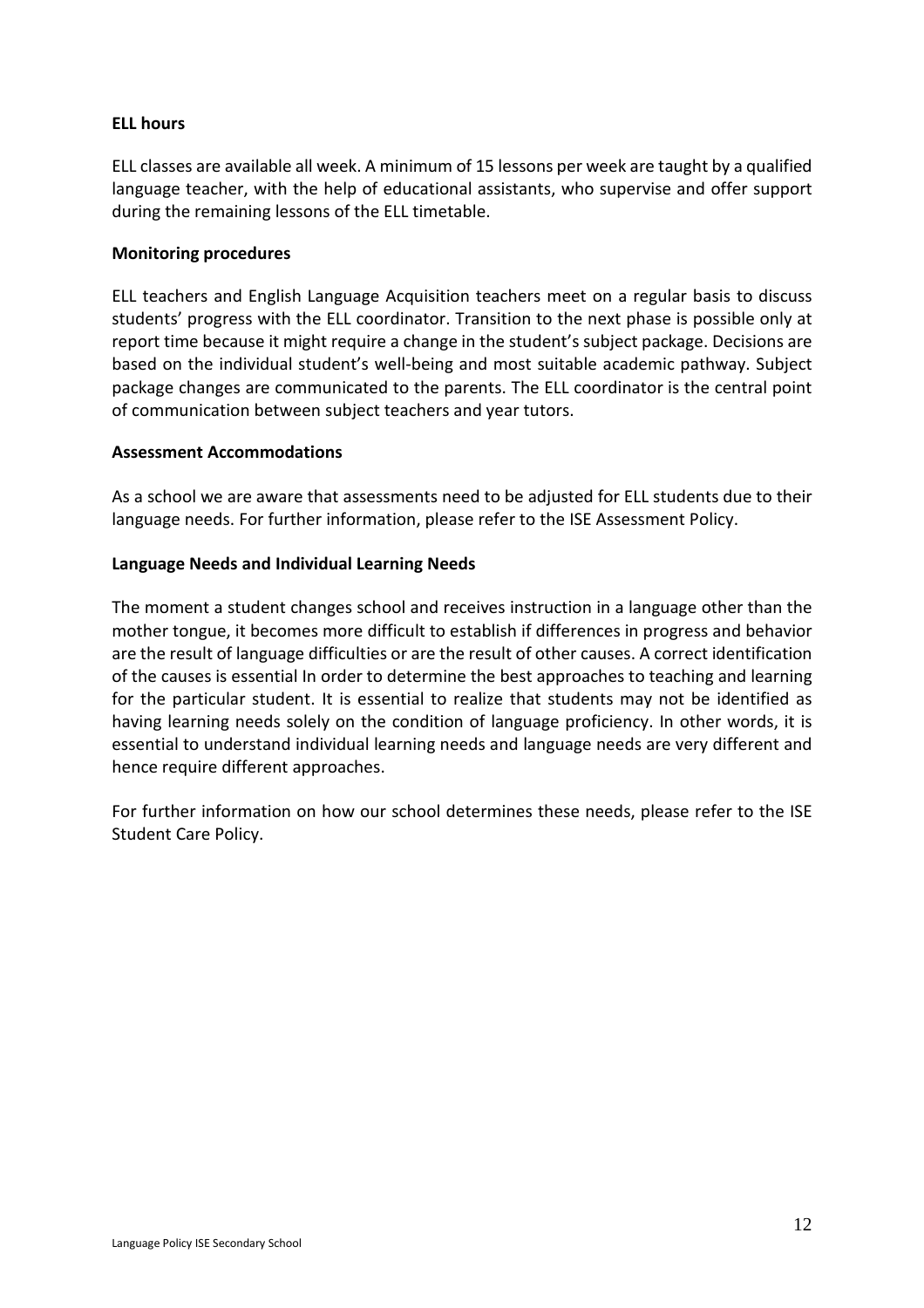**ELL hours**

ELL classes are available all week. A minimum of 15 lessons per week are taught by a qualified language teacher, with the help of educational assistants, who supervise and offer support during the remaining lessons of the ELL timetable.

**Monitoring procedures**

ELL teachers and English Language Acquisition teachers meet on a regular basis to discuss students' progress with the ELL coordinator. Transition to the next phase is possible only at report time because it might require a change in the student's subject package. Decisions are based on the individual student's well-being and most suitable academic pathway. Subject package changes are communicated to the parents. The ELL coordinator is the central point of communication between subject teachers and year tutors.

**Assessment Accommodations**

As a school we are aware that assessments need to be adjusted for ELL students due to their language needs. For further information, please refer to the ISE Assessment Policy.

**Language Needs and Individual Learning Needs**

The moment a student changes school and receives instruction in a language other than the mother tongue, it becomes more difficult to establish if differences in progress and behavior are the result of language difficulties or are the result of other causes. A correct identification of the causes is essential In order to determine the best approaches to teaching and learning for the particular student. It is essential to realize that students may not be identified as having learning needs solely on the condition of language proficiency. In other words, it is essential to understand individual learning needs and language needs are very different and hence require different approaches.

For further information on how our school determines these needs, please refer to the ISE Student Care Policy.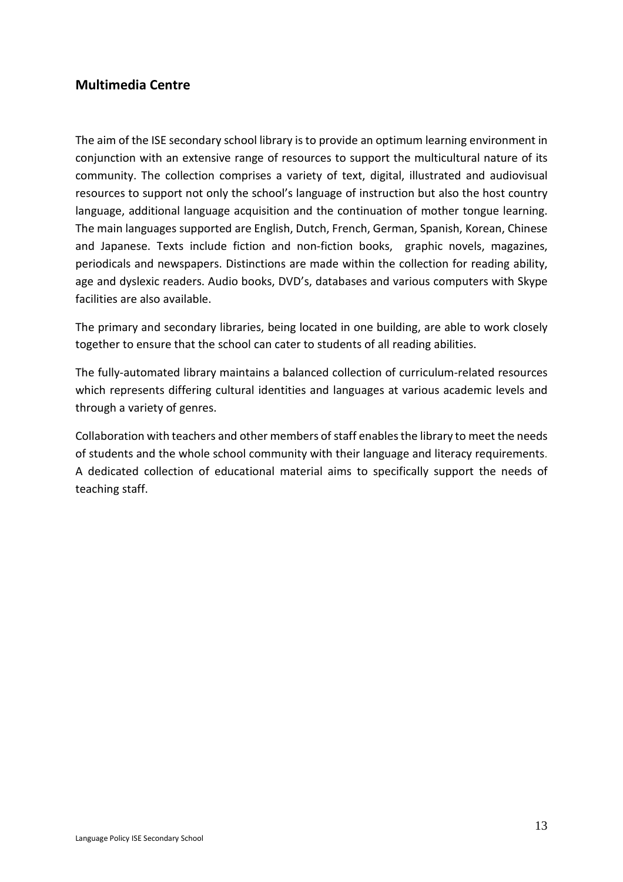## Multimedia Centre

The aim of the ISE secondary school library is to provide an optimum learning environment in conjunction with an extensive range of resources to support the multicultural nature of its community. The collection comprises a variety of text, digital, illustrated and audiovisual resources to support not only the school's language of instruction but also the host country language, additional language acquisition and the continuation of mother tongue learning. The main languages supported are English, Dutch, French, German, Spanish, Korean, Chinese and Japanese. Texts include fiction and non-fiction books, graphic novels, magazines, periodicals and newspapers. Distinctions are made within the collection for reading ability, age and dyslexic readers. Audio books, DVD's, databases and various computers with Skype facilities are also available.

The primary and secondary libraries, being located in one building, are able to work closely together to ensure that the school can cater to students of all reading abilities.

The fully-automated library maintains a balanced collection of curriculum-related resources which represents differing cultural identities and languages at various academic levels and through a variety of genres.

Collaboration with teachers and other members of staff enables the library to meet the needs of students and the whole school community with their language and literacy requirements. A dedicated collection of educational material aims to specifically support the needs of teaching staff.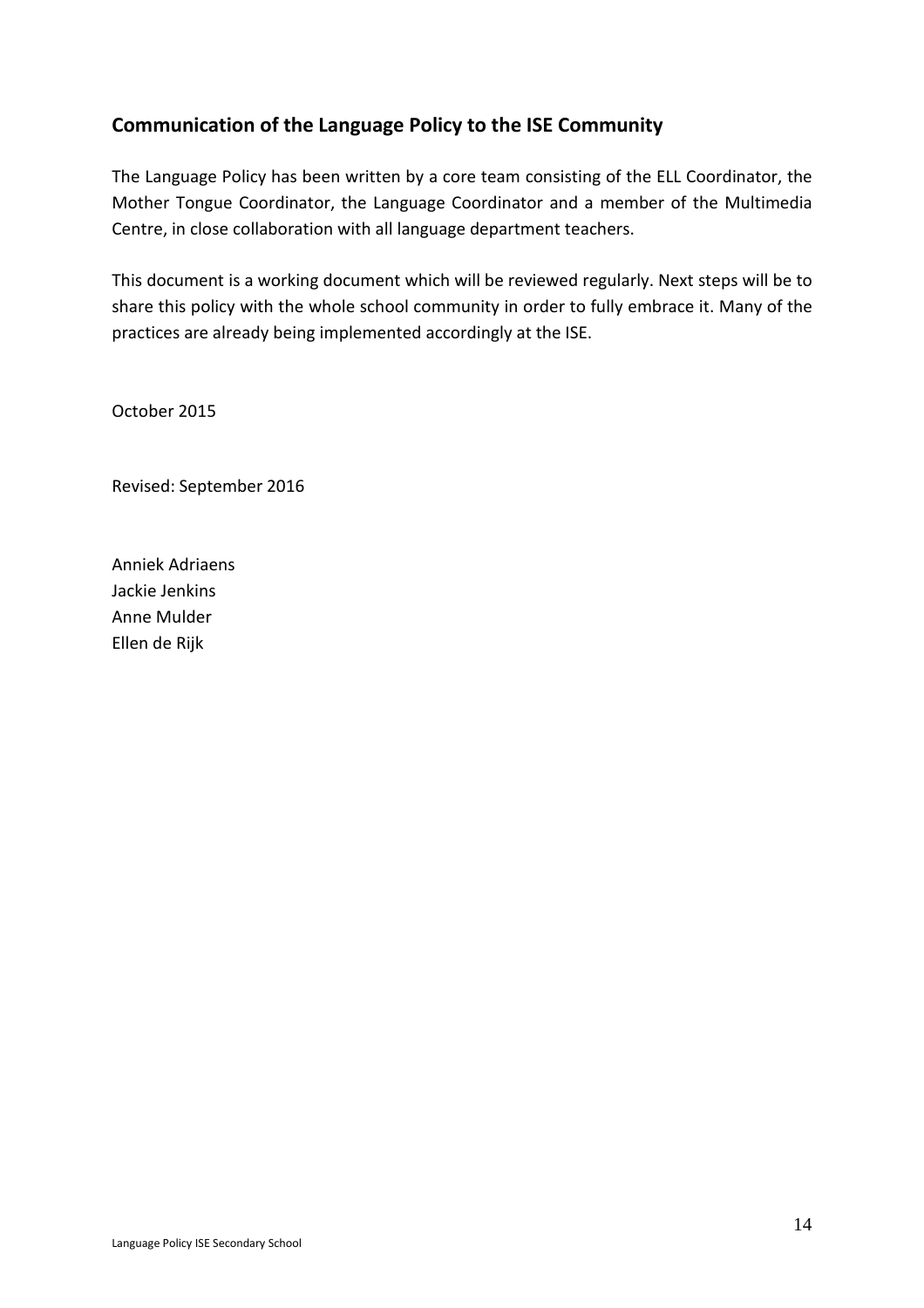## Communication of the Language Policy to the ISE Community

The Language Policy has been written by a core team consisting of the ELL Coordinator, the Mother Tongue Coordinator, the Language Coordinator and a member of the Multimedia Centre, in close collaboration with all language department teachers.

This document is a working document which will be reviewed regularly. Next steps will be to share this policy with the whole school community in order to fully embrace it. Many of the practices are already being implemented accordingly at the ISE.

October 2015

Revised: September 2016

Anniek Adriaens  
Jackie Jenkins  
Anne Mulder  
Ellen de Rijk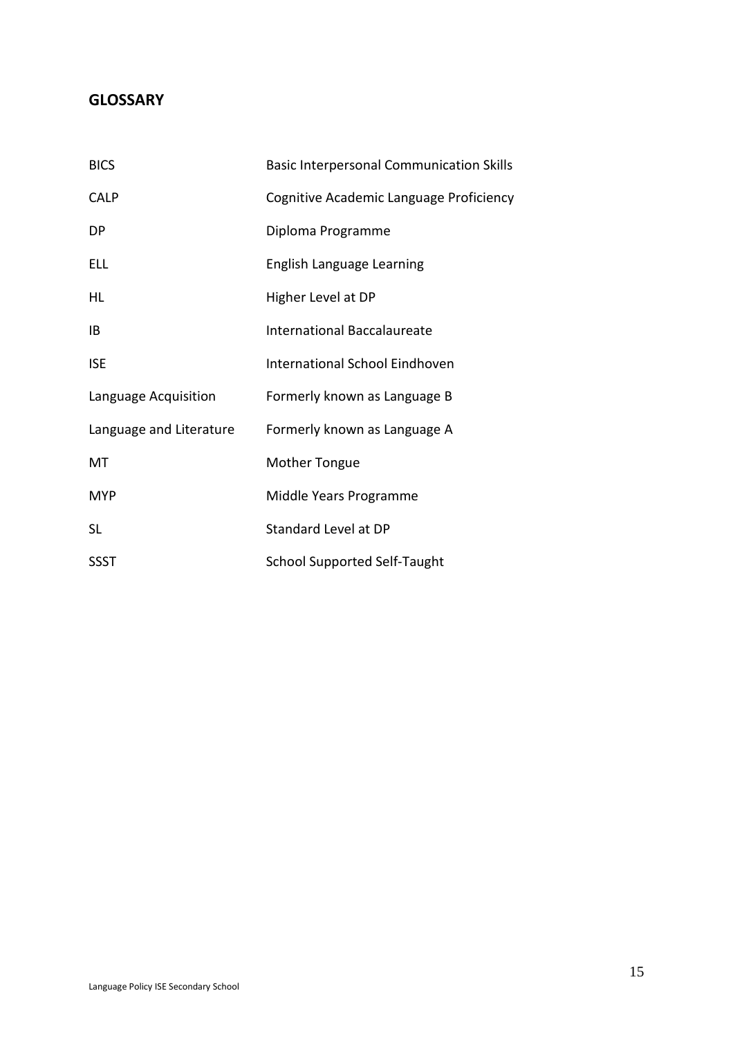## GLOSSARY

| | |
|---|---|
| BICS | Basic Interpersonal Communication Skills |
| CALP | Cognitive Academic Language Proficiency |
| DP | Diploma Programme |
| ELL | English Language Learning |
| HL | Higher Level at DP |
| IB | International Baccalaureate |
| ISE | International School Eindhoven |
| Language Acquisition | Formerly known as Language B |
| Language and Literature | Formerly known as Language A |
| MT | Mother Tongue |
| MYP | Middle Years Programme |
| SL | Standard Level at DP |
| SSST | School Supported Self-Taught |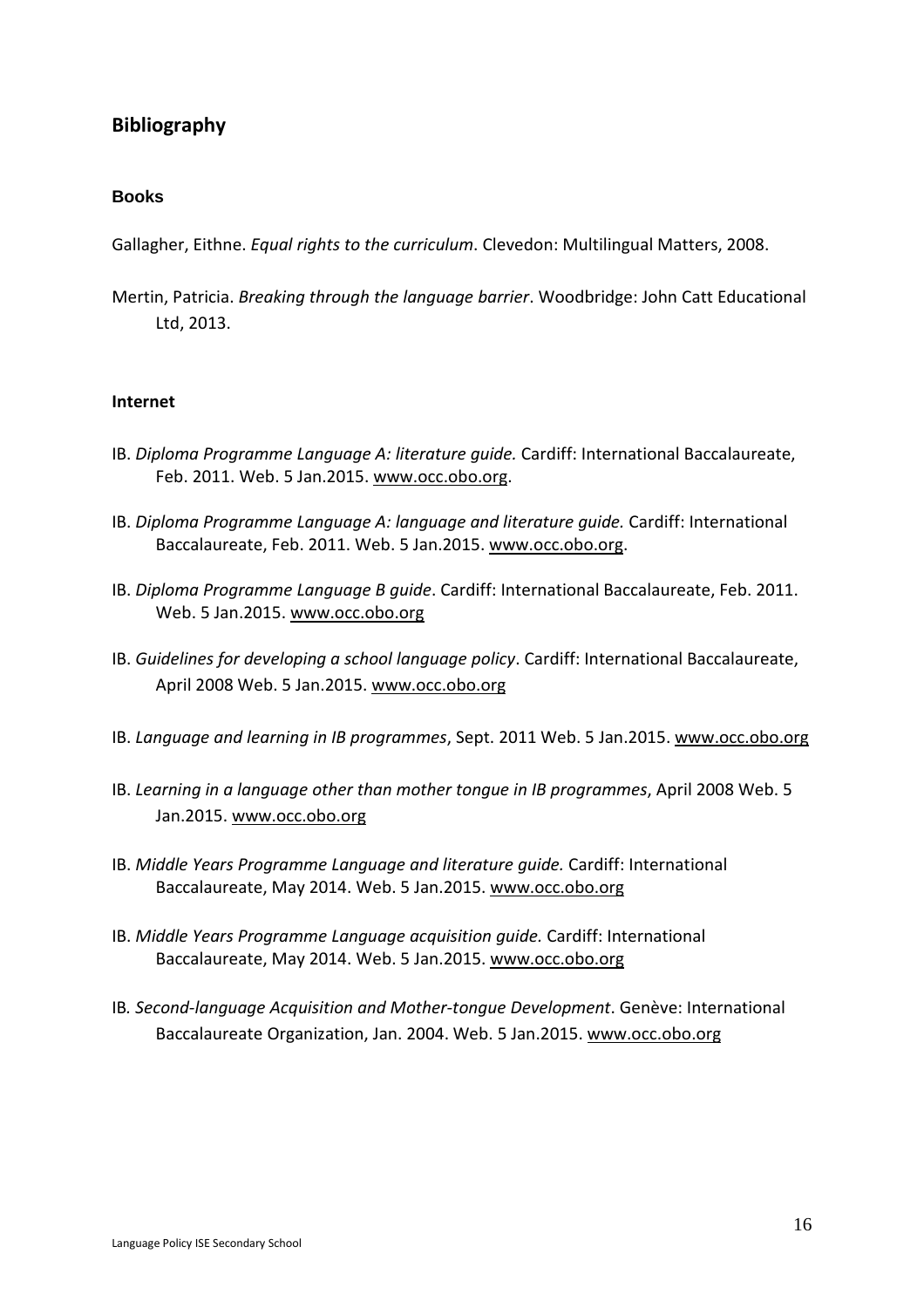## Bibliography

### Books

Gallagher, Eithne. *Equal rights to the curriculum*. Clevedon: Multilingual Matters, 2008.

Mertin, Patricia. *Breaking through the language barrier*. Woodbridge: John Catt Educational Ltd, 2013.

### Internet

IB. *Diploma Programme Language A: literature guide.* Cardiff: International Baccalaureate, Feb. 2011. Web. 5 Jan.2015. www.occ.obo.org.

IB. *Diploma Programme Language A: language and literature guide.* Cardiff: International Baccalaureate, Feb. 2011. Web. 5 Jan.2015. www.occ.obo.org.

IB. *Diploma Programme Language B guide*. Cardiff: International Baccalaureate, Feb. 2011. Web. 5 Jan.2015. www.occ.obo.org

IB. *Guidelines for developing a school language policy*. Cardiff: International Baccalaureate, April 2008 Web. 5 Jan.2015. www.occ.obo.org

IB. *Language and learning in IB programmes*, Sept. 2011 Web. 5 Jan.2015. www.occ.obo.org

IB. *Learning in a language other than mother tongue in IB programmes*, April 2008 Web. 5 Jan.2015. www.occ.obo.org

IB. *Middle Years Programme Language and literature guide.* Cardiff: International Baccalaureate, May 2014. Web. 5 Jan.2015. www.occ.obo.org

IB. *Middle Years Programme Language acquisition guide.* Cardiff: International Baccalaureate, May 2014. Web. 5 Jan.2015. www.occ.obo.org

IB*. Second-language Acquisition and Mother-tongue Development*. Genève: International Baccalaureate Organization, Jan. 2004. Web. 5 Jan.2015. www.occ.obo.org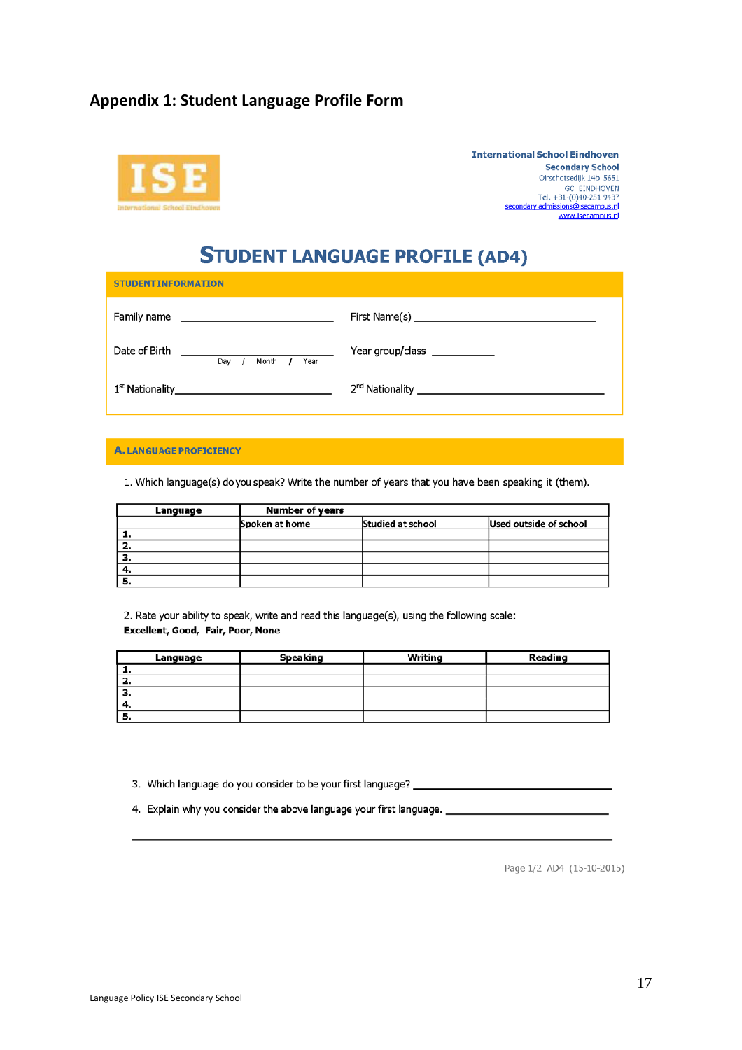# Appendix 1: Student Language Profile Form

ISE

International School Eindhoven

**International School Eindhoven**
**Secondary School**
Oirschotsedijk 14b 5651
GC EINDHOVEN
Tel. +31-(0)40-251 9437
secondary.admissions@isecampus.nl
www.isecampus.nl

## STUDENT LANGUAGE PROFILE (AD4)

**STUDENT INFORMATION**

Family name ____________________ First Name(s) ____________________

Date of Birth ____________________ (Day / Month / Year) Year group/class __________

1st Nationality____________________ 2nd Nationality ____________________

**A. LANGUAGE PROFICIENCY**

1. Which language(s) do you speak? Write the number of years that you have been speaking it (them).

| Language | Number of years | | |
|---|---|---|---|
| | Spoken at home | Studied at school | Used outside of school |
| **1.** | | | |
| **2.** | | | |
| **3.** | | | |
| **4.** | | | |
| **5.** | | | |

2. Rate your ability to speak, write and read this language(s), using the following scale:
**Excellent, Good, Fair, Poor, None**

| Language | Speaking | Writing | Reading |
|---|---|---|---|
| **1.** | | | |
| **2.** | | | |
| **3.** | | | |
| **4.** | | | |
| **5.** | | | |

3. Which language do you consider to be your first language? ____________________

4. Explain why you consider the above language your first language. ____________________

____________________________________________________________

Page 1/2 AD4 (15-10-2015)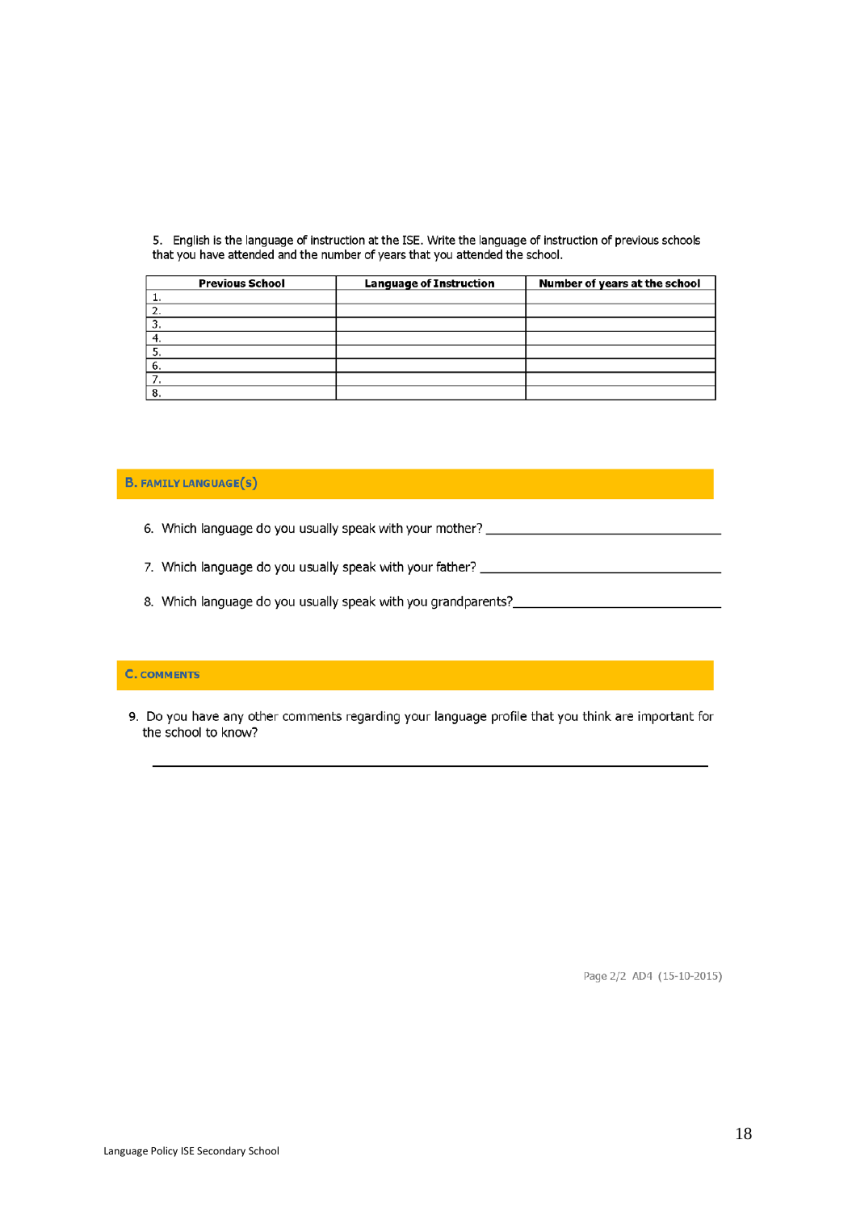5. English is the language of instruction at the ISE. Write the language of instruction of previous schools that you have attended and the number of years that you attended the school.

| Previous School | Language of Instruction | Number of years at the school |
|---|---|---|
| 1. | | |
| 2. | | |
| 3. | | |
| 4. | | |
| 5. | | |
| 6. | | |
| 7. | | |
| 8. | | |

## B. FAMILY LANGUAGE(S)

6. Which language do you usually speak with your mother? ___________________________________

7. Which language do you usually speak with your father? ___________________________________

8. Which language do you usually speak with you grandparents?______________________________

## C. COMMENTS

9. Do you have any other comments regarding your language profile that you think are important for the school to know?

_______________________________________________________________________________

Page 2/2 AD4 (15-10-2015)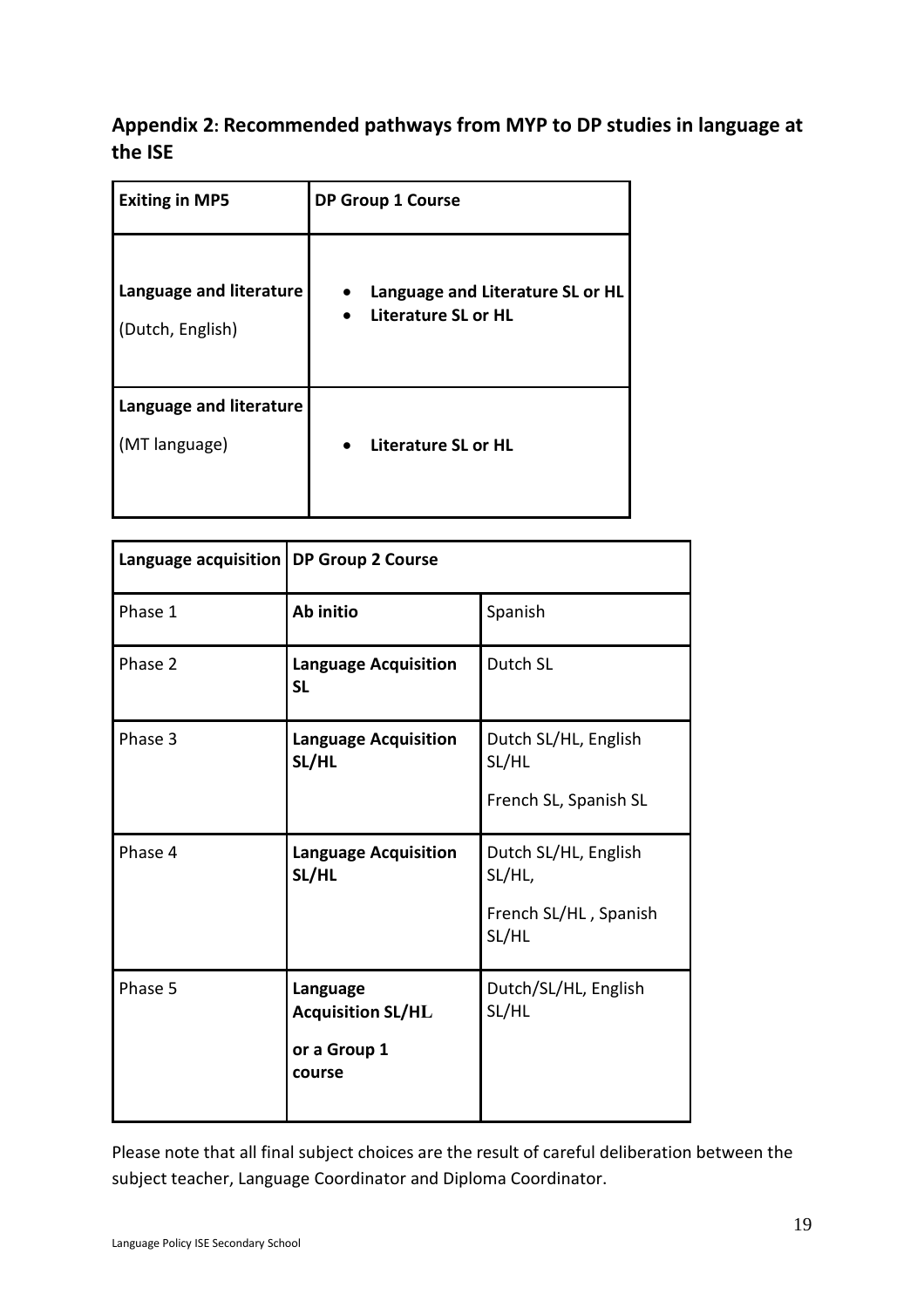## Appendix 2: Recommended pathways from MYP to DP studies in language at the ISE

| Exiting in MP5 | DP Group 1 Course |
|---|---|
| **Language and literature**<br>(Dutch, English) | • **Language and Literature SL or HL**<br>• **Literature SL or HL** |
| **Language and literature**<br>(MT language) | • **Literature SL or HL** |

| Language acquisition | DP Group 2 Course | |
|---|---|---|
| Phase 1 | **Ab initio** | Spanish |
| Phase 2 | **Language Acquisition SL** | Dutch SL |
| Phase 3 | **Language Acquisition SL/HL** | Dutch SL/HL, English SL/HL<br>French SL, Spanish SL |
| Phase 4 | **Language Acquisition SL/HL** | Dutch SL/HL, English SL/HL,<br>French SL/HL , Spanish SL/HL |
| Phase 5 | **Language Acquisition SL/HL**<br>**or a Group 1 course** | Dutch/SL/HL, English SL/HL |

Please note that all final subject choices are the result of careful deliberation between the subject teacher, Language Coordinator and Diploma Coordinator.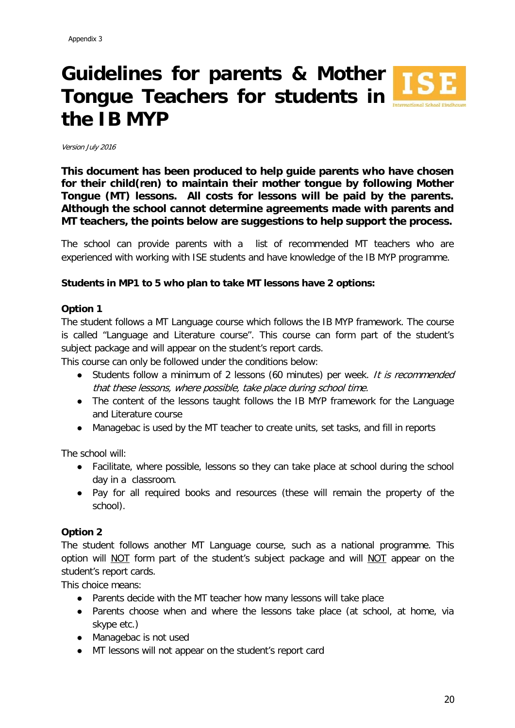Appendix 3

# Guidelines for parents & Mother Tongue Teachers for students in the IB MYP

*Version July 2016*

**This document has been produced to help guide parents who have chosen for their child(ren) to maintain their mother tongue by following Mother Tongue (MT) lessons. All costs for lessons will be paid by the parents. Although the school cannot determine agreements made with parents and MT teachers, the points below are suggestions to help support the process.**

The school can provide parents with a list of recommended MT teachers who are experienced with working with ISE students and have knowledge of the IB MYP programme.

**Students in MP1 to 5 who plan to take MT lessons have 2 options:**

**Option 1**

The student follows a MT Language course which follows the IB MYP framework. The course is called "Language and Literature course". This course can form part of the student's subject package and will appear on the student's report cards.

This course can only be followed under the conditions below:

- Students follow a minimum of 2 lessons (60 minutes) per week. *It is recommended that these lessons, where possible, take place during school time.*
- The content of the lessons taught follows the IB MYP framework for the Language and Literature course
- Managebac is used by the MT teacher to create units, set tasks, and fill in reports

The school will:

- Facilitate, where possible, lessons so they can take place at school during the school day in a classroom.
- Pay for all required books and resources (these will remain the property of the school).

**Option 2**

The student follows another MT Language course, such as a national programme. This option will <u>NOT</u> form part of the student's subject package and will <u>NOT</u> appear on the student's report cards.

This choice means:

- Parents decide with the MT teacher how many lessons will take place
- Parents choose when and where the lessons take place (at school, at home, via skype etc.)
- Managebac is not used
- MT lessons will not appear on the student's report card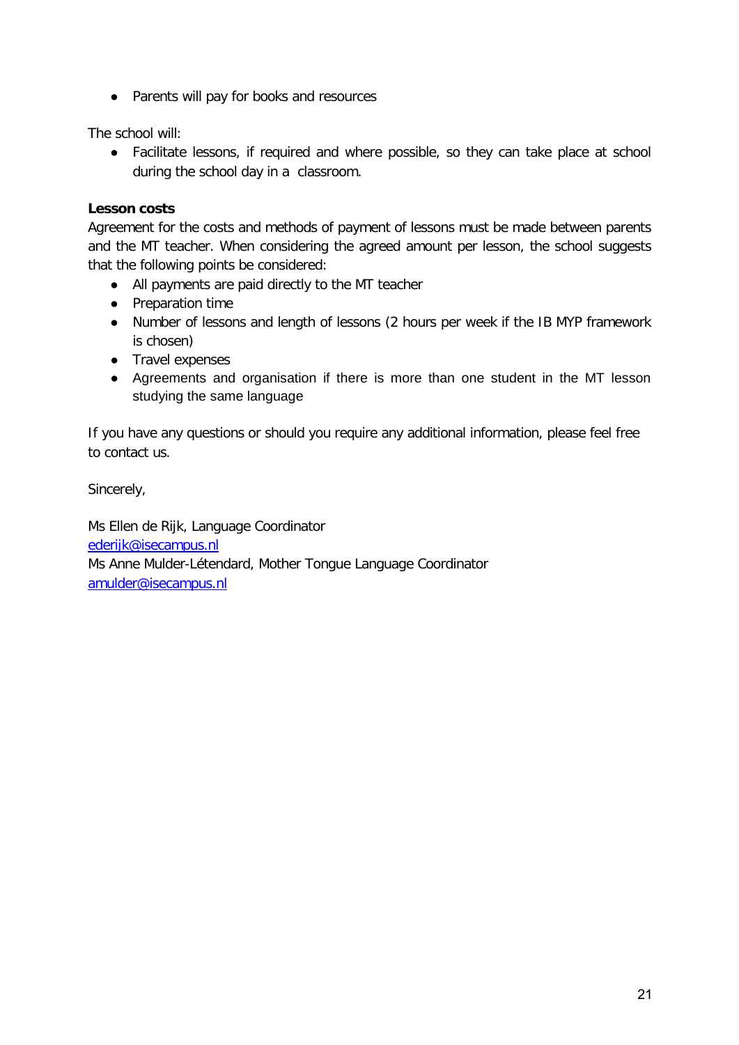- Parents will pay for books and resources

The school will:

- Facilitate lessons, if required and where possible, so they can take place at school during the school day in a classroom.

**Lesson costs**

Agreement for the costs and methods of payment of lessons must be made between parents and the MT teacher. When considering the agreed amount per lesson, the school suggests that the following points be considered:

- All payments are paid directly to the MT teacher
- Preparation time
- Number of lessons and length of lessons (2 hours per week if the IB MYP framework is chosen)
- Travel expenses
- Agreements and organisation if there is more than one student in the MT lesson studying the same language

If you have any questions or should you require any additional information, please feel free to contact us.

Sincerely,

Ms Ellen de Rijk, Language Coordinator
ederijk@isecampus.nl
Ms Anne Mulder-Létendard, Mother Tongue Language Coordinator
amulder@isecampus.nl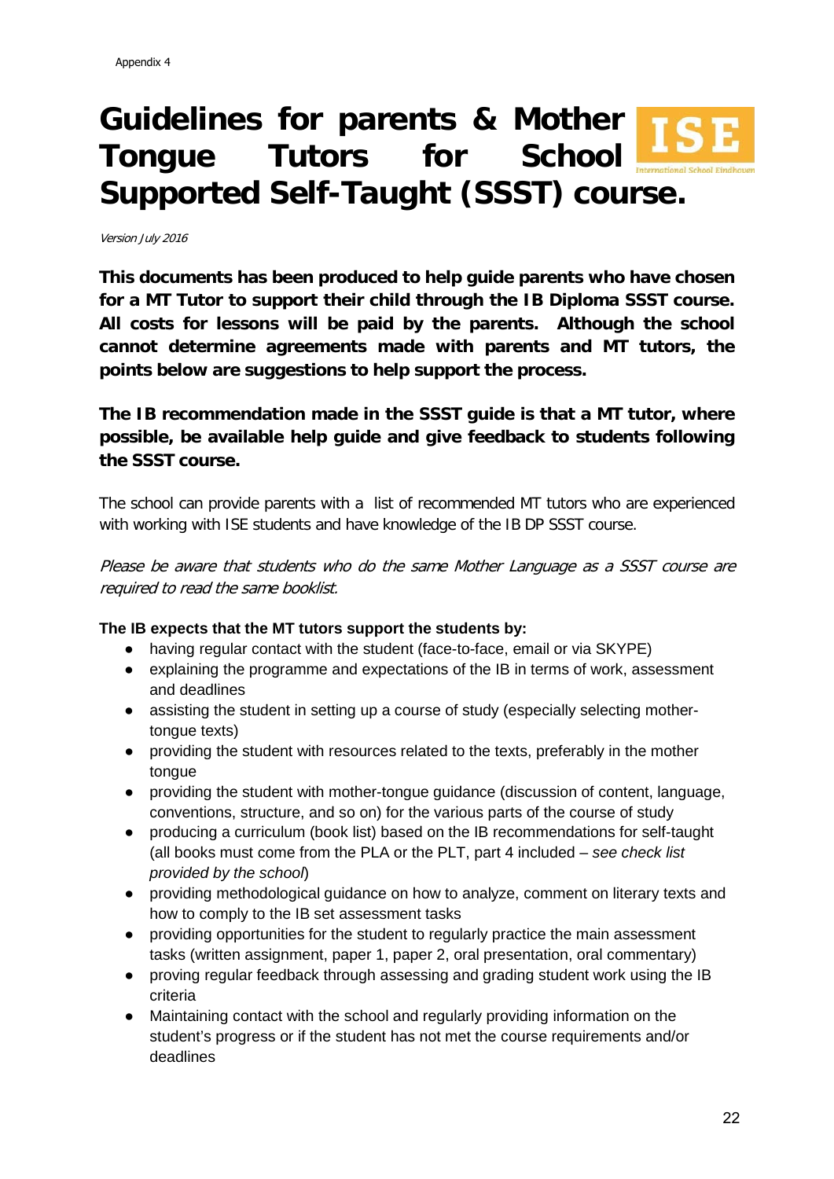Appendix 4

# Guidelines for parents & Mother Tongue Tutors for School Supported Self-Taught (SSST) course.

*Version July 2016*

**This documents has been produced to help guide parents who have chosen for a MT Tutor to support their child through the IB Diploma SSST course. All costs for lessons will be paid by the parents. Although the school cannot determine agreements made with parents and MT tutors, the points below are suggestions to help support the process.**

**The IB recommendation made in the SSST guide is that a MT tutor, where possible, be available help guide and give feedback to students following the SSST course.**

The school can provide parents with a list of recommended MT tutors who are experienced with working with ISE students and have knowledge of the IB DP SSST course.

*Please be aware that students who do the same Mother Language as a SSST course are required to read the same booklist.*

**The IB expects that the MT tutors support the students by:**

- having regular contact with the student (face-to-face, email or via SKYPE)
- explaining the programme and expectations of the IB in terms of work, assessment and deadlines
- assisting the student in setting up a course of study (especially selecting mother-tongue texts)
- providing the student with resources related to the texts, preferably in the mother tongue
- providing the student with mother-tongue guidance (discussion of content, language, conventions, structure, and so on) for the various parts of the course of study
- producing a curriculum (book list) based on the IB recommendations for self-taught (all books must come from the PLA or the PLT, part 4 included – *see check list provided by the school*)
- providing methodological guidance on how to analyze, comment on literary texts and how to comply to the IB set assessment tasks
- providing opportunities for the student to regularly practice the main assessment tasks (written assignment, paper 1, paper 2, oral presentation, oral commentary)
- proving regular feedback through assessing and grading student work using the IB criteria
- Maintaining contact with the school and regularly providing information on the student's progress or if the student has not met the course requirements and/or deadlines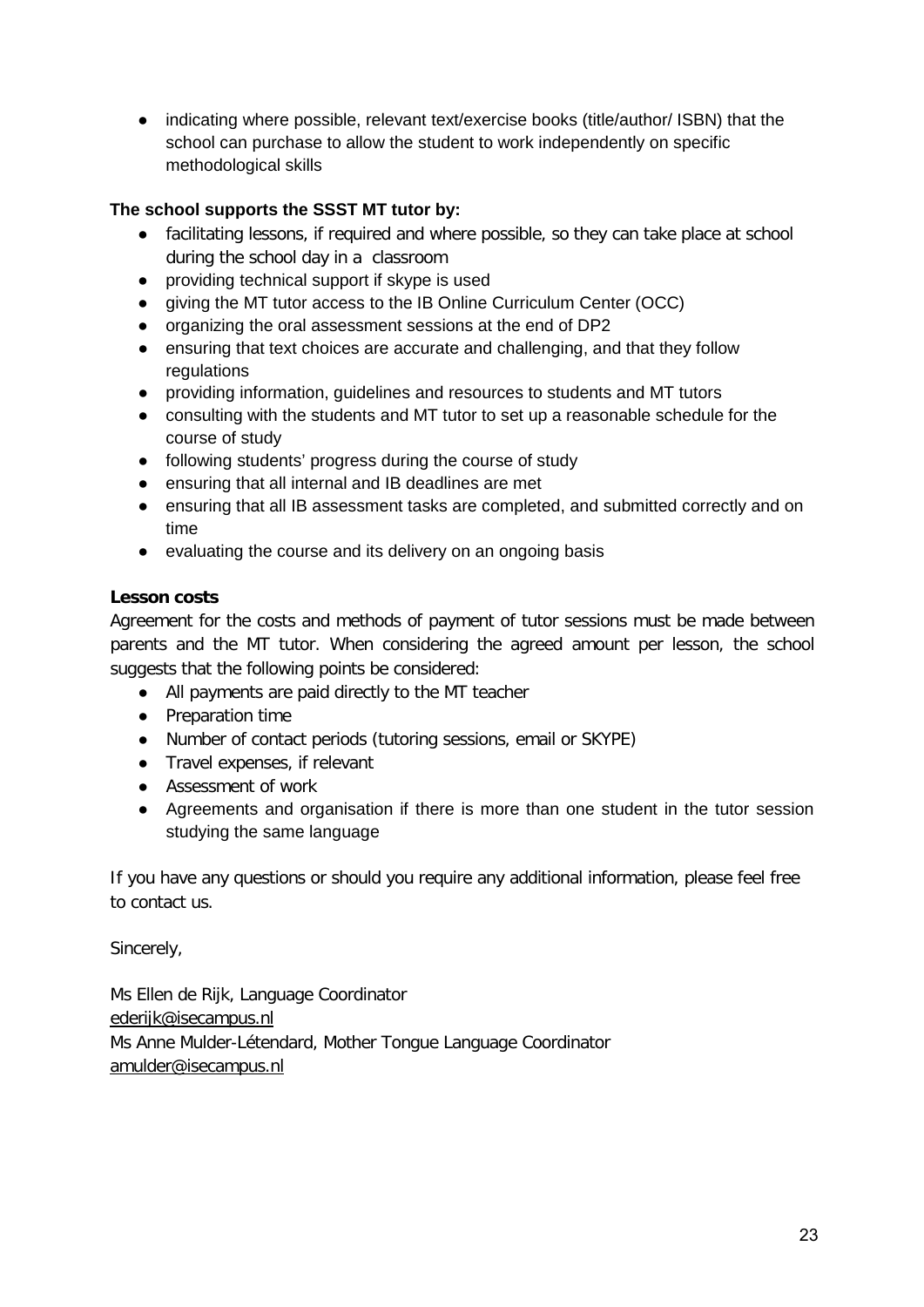- indicating where possible, relevant text/exercise books (title/author/ ISBN) that the school can purchase to allow the student to work independently on specific methodological skills

**The school supports the SSST MT tutor by:**

- facilitating lessons, if required and where possible, so they can take place at school during the school day in a classroom
- providing technical support if skype is used
- giving the MT tutor access to the IB Online Curriculum Center (OCC)
- organizing the oral assessment sessions at the end of DP2
- ensuring that text choices are accurate and challenging, and that they follow regulations
- providing information, guidelines and resources to students and MT tutors
- consulting with the students and MT tutor to set up a reasonable schedule for the course of study
- following students' progress during the course of study
- ensuring that all internal and IB deadlines are met
- ensuring that all IB assessment tasks are completed, and submitted correctly and on time
- evaluating the course and its delivery on an ongoing basis

**Lesson costs**

Agreement for the costs and methods of payment of tutor sessions must be made between parents and the MT tutor. When considering the agreed amount per lesson, the school suggests that the following points be considered:

- All payments are paid directly to the MT teacher
- Preparation time
- Number of contact periods (tutoring sessions, email or SKYPE)
- Travel expenses, if relevant
- Assessment of work
- Agreements and organisation if there is more than one student in the tutor session studying the same language

If you have any questions or should you require any additional information, please feel free to contact us.

Sincerely,

Ms Ellen de Rijk, Language Coordinator
ederijk@isecampus.nl
Ms Anne Mulder-Létendard, Mother Tongue Language Coordinator
amulder@isecampus.nl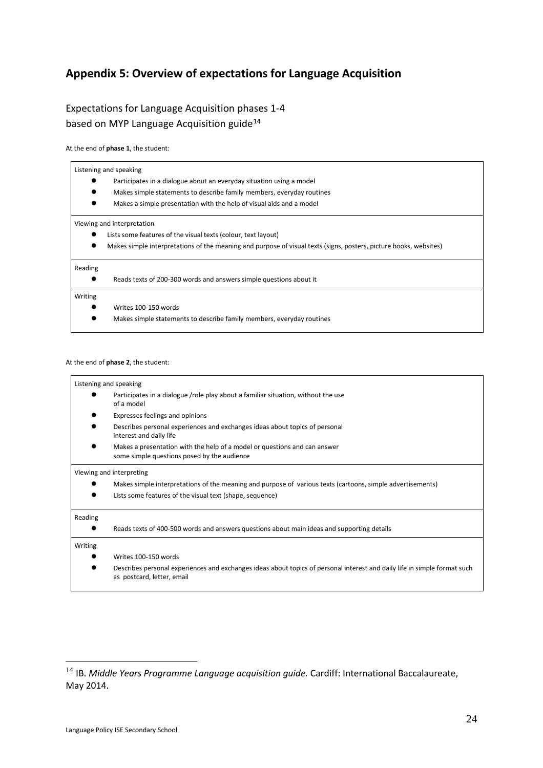## Appendix 5: Overview of expectations for Language Acquisition

### Expectations for Language Acquisition phases 1-4 based on MYP Language Acquisition guide[14]

At the end of **phase 1**, the student:

Listening and speaking

- Participates in a dialogue about an everyday situation using a model
- Makes simple statements to describe family members, everyday routines
- Makes a simple presentation with the help of visual aids and a model

Viewing and interpretation

- Lists some features of the visual texts (colour, text layout)
- Makes simple interpretations of the meaning and purpose of visual texts (signs, posters, picture books, websites)

Reading

- Reads texts of 200-300 words and answers simple questions about it

Writing

- Writes 100-150 words
- Makes simple statements to describe family members, everyday routines

At the end of **phase 2**, the student:

Listening and speaking

- Participates in a dialogue /role play about a familiar situation, without the use of a model
- Expresses feelings and opinions
- Describes personal experiences and exchanges ideas about topics of personal interest and daily life
- Makes a presentation with the help of a model or questions and can answer some simple questions posed by the audience

Viewing and interpreting

- Makes simple interpretations of the meaning and purpose of various texts (cartoons, simple advertisements)
- Lists some features of the visual text (shape, sequence)

Reading

- Reads texts of 400-500 words and answers questions about main ideas and supporting details

Writing

- Writes 100-150 words
- Describes personal experiences and exchanges ideas about topics of personal interest and daily life in simple format such as postcard, letter, email

---

[14] IB. *Middle Years Programme Language acquisition guide.* Cardiff: International Baccalaureate, May 2014.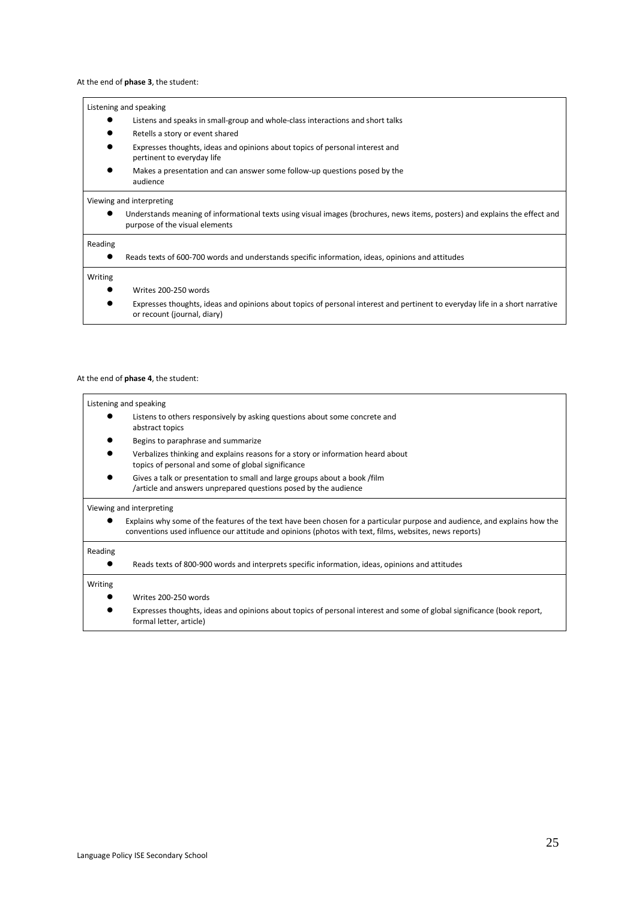At the end of **phase 3**, the student:

Listening and speaking

- Listens and speaks in small-group and whole-class interactions and short talks
- Retells a story or event shared
- Expresses thoughts, ideas and opinions about topics of personal interest and pertinent to everyday life
- Makes a presentation and can answer some follow-up questions posed by the audience

Viewing and interpreting

- Understands meaning of informational texts using visual images (brochures, news items, posters) and explains the effect and purpose of the visual elements

Reading

- Reads texts of 600-700 words and understands specific information, ideas, opinions and attitudes

Writing

- Writes 200-250 words
- Expresses thoughts, ideas and opinions about topics of personal interest and pertinent to everyday life in a short narrative or recount (journal, diary)

At the end of **phase 4**, the student:

Listening and speaking

- Listens to others responsively by asking questions about some concrete and abstract topics
- Begins to paraphrase and summarize
- Verbalizes thinking and explains reasons for a story or information heard about topics of personal and some of global significance
- Gives a talk or presentation to small and large groups about a book /film /article and answers unprepared questions posed by the audience

Viewing and interpreting

- Explains why some of the features of the text have been chosen for a particular purpose and audience, and explains how the conventions used influence our attitude and opinions (photos with text, films, websites, news reports)

Reading

- Reads texts of 800-900 words and interprets specific information, ideas, opinions and attitudes

Writing

- Writes 200-250 words
- Expresses thoughts, ideas and opinions about topics of personal interest and some of global significance (book report, formal letter, article)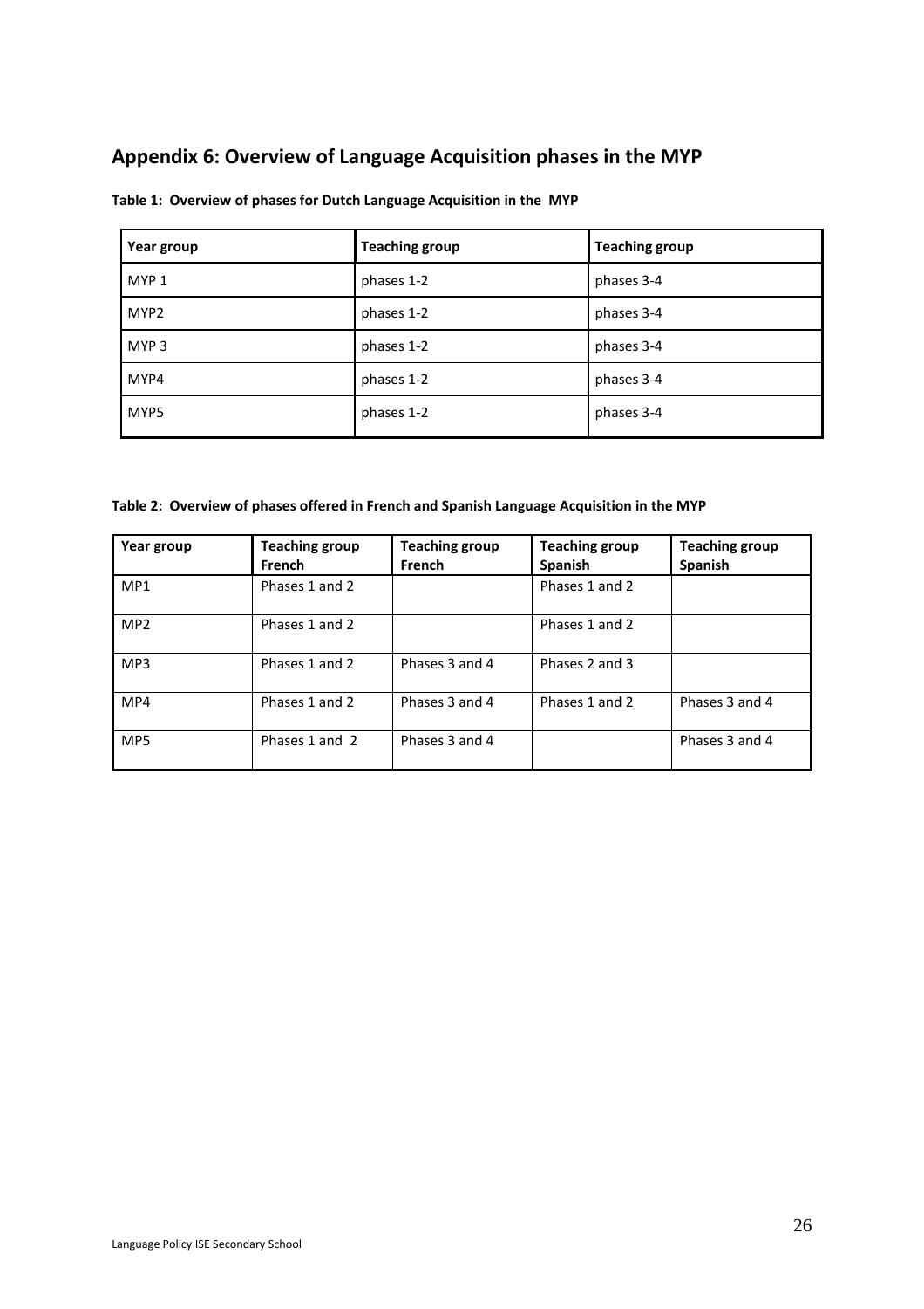## Appendix 6: Overview of Language Acquisition phases in the MYP

**Table 1: Overview of phases for Dutch Language Acquisition in the MYP**

| Year group | Teaching group | Teaching group |
|---|---|---|
| MYP 1 | phases 1-2 | phases 3-4 |
| MYP2 | phases 1-2 | phases 3-4 |
| MYP 3 | phases 1-2 | phases 3-4 |
| MYP4 | phases 1-2 | phases 3-4 |
| MYP5 | phases 1-2 | phases 3-4 |

**Table 2: Overview of phases offered in French and Spanish Language Acquisition in the MYP**

| Year group | Teaching group French | Teaching group French | Teaching group Spanish | Teaching group Spanish |
|---|---|---|---|---|
| MP1 | Phases 1 and 2 | | Phases 1 and 2 | |
| MP2 | Phases 1 and 2 | | Phases 1 and 2 | |
| MP3 | Phases 1 and 2 | Phases 3 and 4 | Phases 2 and 3 | |
| MP4 | Phases 1 and 2 | Phases 3 and 4 | Phases 1 and 2 | Phases 3 and 4 |
| MP5 | Phases 1 and 2 | Phases 3 and 4 | | Phases 3 and 4 |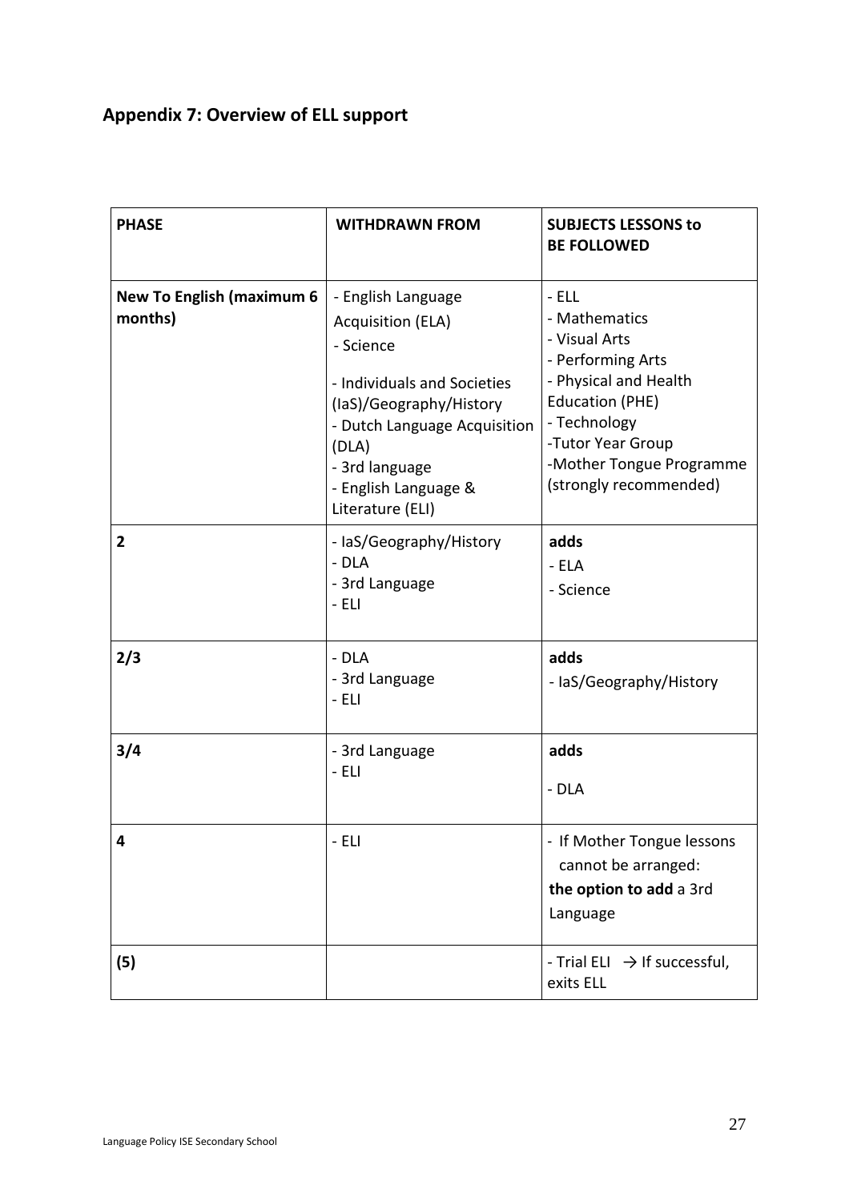## Appendix 7: Overview of ELL support

| PHASE | WITHDRAWN FROM | SUBJECTS LESSONS to BE FOLLOWED |
|---|---|---|
| **New To English (maximum 6 months)** | - English Language Acquisition (ELA)<br>- Science<br>- Individuals and Societies (IaS)/Geography/History<br>- Dutch Language Acquisition (DLA)<br>- 3rd language<br>- English Language & Literature (ELI) | - ELL<br>- Mathematics<br>- Visual Arts<br>- Performing Arts<br>- Physical and Health Education (PHE)<br>- Technology<br>-Tutor Year Group<br>-Mother Tongue Programme (strongly recommended) |
| **2** | - IaS/Geography/History<br>- DLA<br>- 3rd Language<br>- ELI | **adds**<br>- ELA<br>- Science |
| **2/3** | - DLA<br>- 3rd Language<br>- ELI | **adds**<br>- IaS/Geography/History |
| **3/4** | - 3rd Language<br>- ELI | **adds**<br>- DLA |
| **4** | - ELI | - If Mother Tongue lessons cannot be arranged: **the option to add** a 3rd Language |
| **(5)** | | - Trial ELI → If successful, exits ELL |